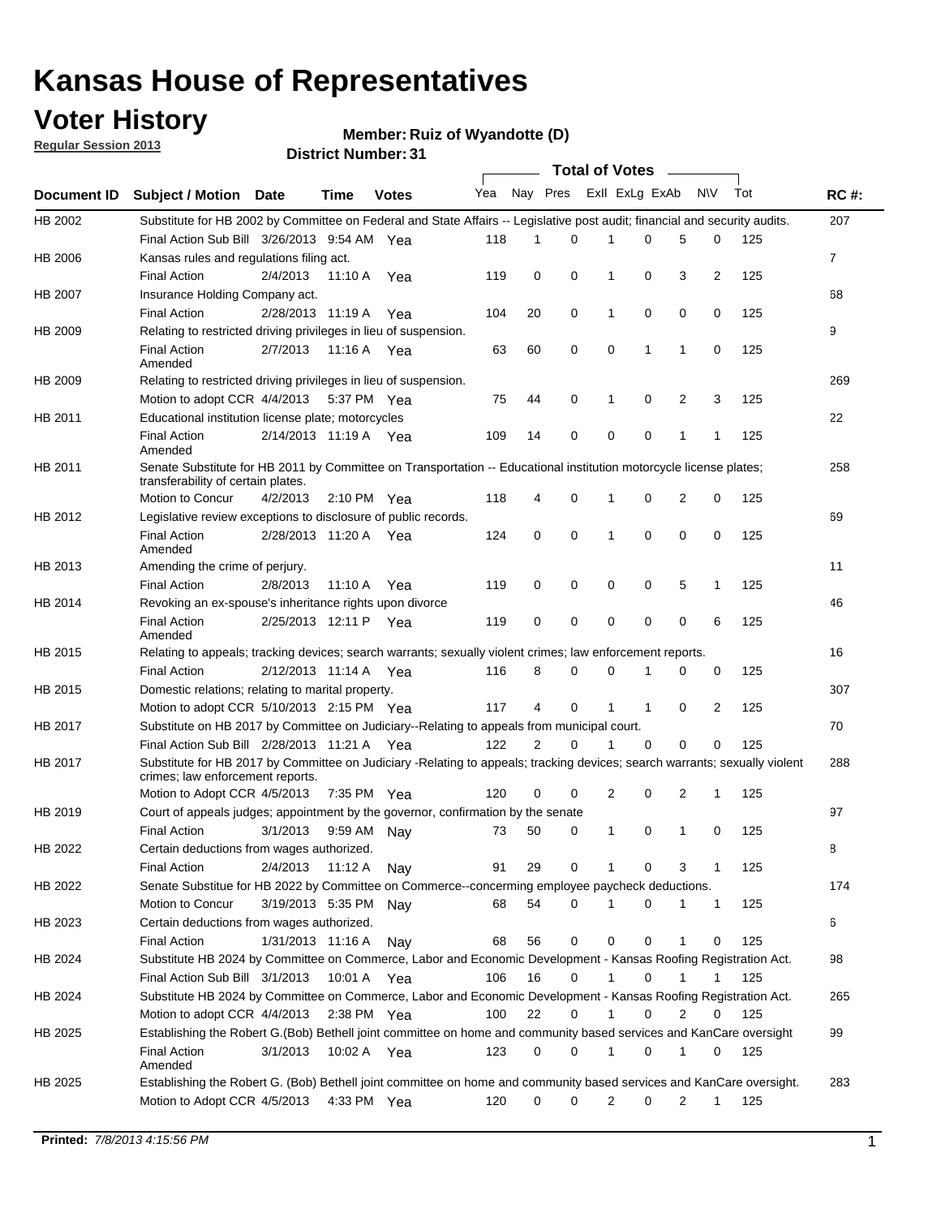# Kansas House of Representatives

## Voter History

**Regular Session 2013**

**Member: Ruiz of Wyandotte (D)**

**District Number: 31**

| Document ID | Subject / Motion | Date | Time | Votes | Yea | Nay | Pres | ExII | ExLg | ExAb | N\V | Tot | RC #: |
|---|---|---|---|---|---|---|---|---|---|---|---|---|---|
| HB 2002 | Substitute for HB 2002 by Committee on Federal and State Affairs -- Legislative post audit; financial and security audits. | | | | | | | | | | | | 207 |
| | Final Action Sub Bill | 3/26/2013 | 9:54 AM | Yea | 118 | 1 | 0 | 1 | 0 | 5 | 0 | 125 | |
| HB 2006 | Kansas rules and regulations filing act. | | | | | | | | | | | | 7 |
| | Final Action | 2/4/2013 | 11:10 A | Yea | 119 | 0 | 0 | 1 | 0 | 3 | 2 | 125 | |
| HB 2007 | Insurance Holding Company act. | | | | | | | | | | | | 68 |
| | Final Action | 2/28/2013 | 11:19 A | Yea | 104 | 20 | 0 | 1 | 0 | 0 | 0 | 125 | |
| HB 2009 | Relating to restricted driving privileges in lieu of suspension. | | | | | | | | | | | | 9 |
| | Final Action Amended | 2/7/2013 | 11:16 A | Yea | 63 | 60 | 0 | 0 | 1 | 1 | 0 | 125 | |
| HB 2009 | Relating to restricted driving privileges in lieu of suspension. | | | | | | | | | | | | 269 |
| | Motion to adopt CCR | 4/4/2013 | 5:37 PM | Yea | 75 | 44 | 0 | 1 | 0 | 2 | 3 | 125 | |
| HB 2011 | Educational institution license plate; motorcycles | | | | | | | | | | | | 22 |
| | Final Action Amended | 2/14/2013 | 11:19 A | Yea | 109 | 14 | 0 | 0 | 0 | 1 | 1 | 125 | |
| HB 2011 | Senate Substitute for HB 2011 by Committee on Transportation -- Educational institution motorcycle license plates; transferability of certain plates. | | | | | | | | | | | | 258 |
| | Motion to Concur | 4/2/2013 | 2:10 PM | Yea | 118 | 4 | 0 | 1 | 0 | 2 | 0 | 125 | |
| HB 2012 | Legislative review exceptions to disclosure of public records. | | | | | | | | | | | | 69 |
| | Final Action Amended | 2/28/2013 | 11:20 A | Yea | 124 | 0 | 0 | 1 | 0 | 0 | 0 | 125 | |
| HB 2013 | Amending the crime of perjury. | | | | | | | | | | | | 11 |
| | Final Action | 2/8/2013 | 11:10 A | Yea | 119 | 0 | 0 | 0 | 0 | 5 | 1 | 125 | |
| HB 2014 | Revoking an ex-spouse's inheritance rights upon divorce | | | | | | | | | | | | 46 |
| | Final Action Amended | 2/25/2013 | 12:11 P | Yea | 119 | 0 | 0 | 0 | 0 | 0 | 6 | 125 | |
| HB 2015 | Relating to appeals; tracking devices; search warrants; sexually violent crimes; law enforcement reports. | | | | | | | | | | | | 16 |
| | Final Action | 2/12/2013 | 11:14 A | Yea | 116 | 8 | 0 | 0 | 1 | 0 | 0 | 125 | |
| HB 2015 | Domestic relations; relating to marital property. | | | | | | | | | | | | 307 |
| | Motion to adopt CCR | 5/10/2013 | 2:15 PM | Yea | 117 | 4 | 0 | 1 | 1 | 0 | 2 | 125 | |
| HB 2017 | Substitute on HB 2017 by Committee on Judiciary--Relating to appeals from municipal court. | | | | | | | | | | | | 70 |
| | Final Action Sub Bill | 2/28/2013 | 11:21 A | Yea | 122 | 2 | 0 | 1 | 0 | 0 | 0 | 125 | |
| HB 2017 | Substitute for HB 2017 by Committee on Judiciary -Relating to appeals; tracking devices; search warrants; sexually violent crimes; law enforcement reports. | | | | | | | | | | | | 288 |
| | Motion to Adopt CCR | 4/5/2013 | 7:35 PM | Yea | 120 | 0 | 0 | 2 | 0 | 2 | 1 | 125 | |
| HB 2019 | Court of appeals judges; appointment by the governor, confirmation by the senate | | | | | | | | | | | | 97 |
| | Final Action | 3/1/2013 | 9:59 AM | Nay | 73 | 50 | 0 | 1 | 0 | 1 | 0 | 125 | |
| HB 2022 | Certain deductions from wages authorized. | | | | | | | | | | | | 8 |
| | Final Action | 2/4/2013 | 11:12 A | Nay | 91 | 29 | 0 | 1 | 0 | 3 | 1 | 125 | |
| HB 2022 | Senate Substitue for HB 2022 by Committee on Commerce--concerning employee paycheck deductions. | | | | | | | | | | | | 174 |
| | Motion to Concur | 3/19/2013 | 5:35 PM | Nay | 68 | 54 | 0 | 1 | 0 | 1 | 1 | 125 | |
| HB 2023 | Certain deductions from wages authorized. | | | | | | | | | | | | 6 |
| | Final Action | 1/31/2013 | 11:16 A | Nay | 68 | 56 | 0 | 0 | 0 | 1 | 0 | 125 | |
| HB 2024 | Substitute HB 2024 by Committee on Commerce, Labor and Economic Development - Kansas Roofing Registration Act. | | | | | | | | | | | | 98 |
| | Final Action Sub Bill | 3/1/2013 | 10:01 A | Yea | 106 | 16 | 0 | 1 | 0 | 1 | 1 | 125 | |
| HB 2024 | Substitute HB 2024 by Committee on Commerce, Labor and Economic Development - Kansas Roofing Registration Act. | | | | | | | | | | | | 265 |
| | Motion to adopt CCR | 4/4/2013 | 2:38 PM | Yea | 100 | 22 | 0 | 1 | 0 | 2 | 0 | 125 | |
| HB 2025 | Establishing the Robert G.(Bob) Bethell joint committee on home and community based services and KanCare oversight | | | | | | | | | | | | 99 |
| | Final Action Amended | 3/1/2013 | 10:02 A | Yea | 123 | 0 | 0 | 1 | 0 | 1 | 0 | 125 | |
| HB 2025 | Establishing the Robert G. (Bob) Bethell joint committee on home and community based services and KanCare oversight. | | | | | | | | | | | | 283 |
| | Motion to Adopt CCR | 4/5/2013 | 4:33 PM | Yea | 120 | 0 | 0 | 2 | 0 | 2 | 1 | 125 | |

**Printed:** *7/8/2013 4:15:56 PM*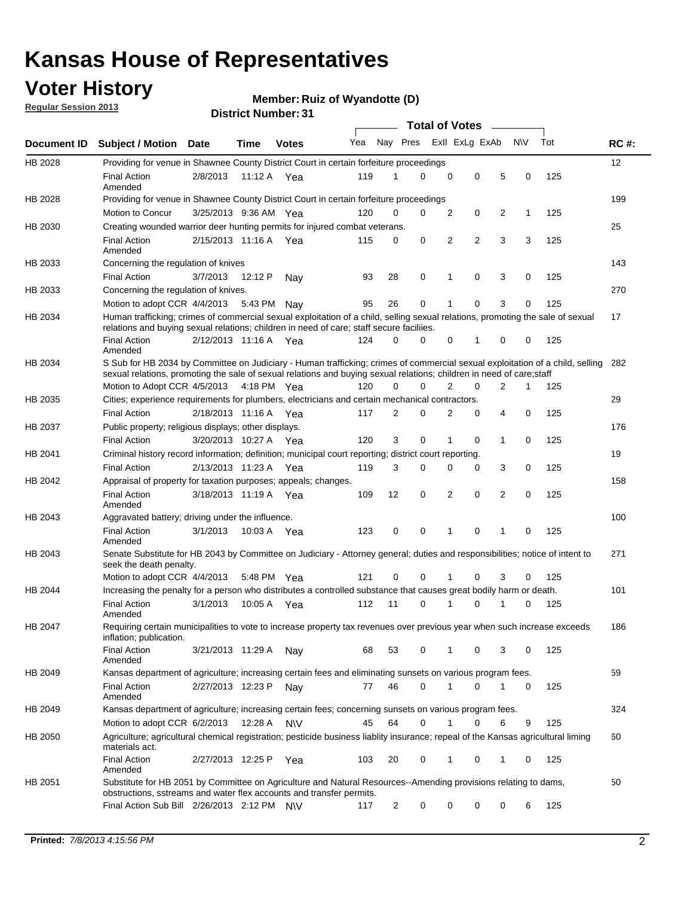# Kansas House of Representatives

## Voter History

**Regular Session 2013**

**Member: Ruiz of Wyandotte (D)**

**District Number: 31**

| Document ID | Subject / Motion | Date | Time | Votes | Yea | Nay | Pres | ExlI | ExLg | ExAb | N\V | Tot | RC #: |
|---|---|---|---|---|---|---|---|---|---|---|---|---|---|
| HB 2028 | Providing for venue in Shawnee County District Court in certain forfeiture proceedings | | | | | | | | | | | | 12 |
| | Final Action Amended | 2/8/2013 | 11:12 A | Yea | 119 | 1 | 0 | 0 | 0 | 5 | 0 | 125 | |
| HB 2028 | Providing for venue in Shawnee County District Court in certain forfeiture proceedings | | | | | | | | | | | | 199 |
| | Motion to Concur | 3/25/2013 | 9:36 AM | Yea | 120 | 0 | 0 | 2 | 0 | 2 | 1 | 125 | |
| HB 2030 | Creating wounded warrior deer hunting permits for injured combat veterans. | | | | | | | | | | | | 25 |
| | Final Action Amended | 2/15/2013 | 11:16 A | Yea | 115 | 0 | 0 | 2 | 2 | 3 | 3 | 125 | |
| HB 2033 | Concerning the regulation of knives | | | | | | | | | | | | 143 |
| | Final Action | 3/7/2013 | 12:12 P | Nay | 93 | 28 | 0 | 1 | 0 | 3 | 0 | 125 | |
| HB 2033 | Concerning the regulation of knives. | | | | | | | | | | | | 270 |
| | Motion to adopt CCR | 4/4/2013 | 5:43 PM | Nay | 95 | 26 | 0 | 1 | 0 | 3 | 0 | 125 | |
| HB 2034 | Human trafficking; crimes of commercial sexual exploitation of a child, selling sexual relations, promoting the sale of sexual relations and buying sexual relations; children in need of care; staff secure faciliies. | | | | | | | | | | | | 17 |
| | Final Action Amended | 2/12/2013 | 11:16 A | Yea | 124 | 0 | 0 | 0 | 1 | 0 | 0 | 125 | |
| HB 2034 | S Sub for HB 2034 by Committee on Judiciary - Human trafficking; crimes of commercial sexual exploitation of a child, selling sexual relations, promoting the sale of sexual relations and buying sexual relations; children in need of care;staff | | | | | | | | | | | | 282 |
| | Motion to Adopt CCR | 4/5/2013 | 4:18 PM | Yea | 120 | 0 | 0 | 2 | 0 | 2 | 1 | 125 | |
| HB 2035 | Cities; experience requirements for plumbers, electricians and certain mechanical contractors. | | | | | | | | | | | | 29 |
| | Final Action | 2/18/2013 | 11:16 A | Yea | 117 | 2 | 0 | 2 | 0 | 4 | 0 | 125 | |
| HB 2037 | Public property; religious displays; other displays. | | | | | | | | | | | | 176 |
| | Final Action | 3/20/2013 | 10:27 A | Yea | 120 | 3 | 0 | 1 | 0 | 1 | 0 | 125 | |
| HB 2041 | Criminal history record information; definition; municipal court reporting; district court reporting. | | | | | | | | | | | | 19 |
| | Final Action | 2/13/2013 | 11:23 A | Yea | 119 | 3 | 0 | 0 | 0 | 3 | 0 | 125 | |
| HB 2042 | Appraisal of property for taxation purposes; appeals; changes. | | | | | | | | | | | | 158 |
| | Final Action Amended | 3/18/2013 | 11:19 A | Yea | 109 | 12 | 0 | 2 | 0 | 2 | 0 | 125 | |
| HB 2043 | Aggravated battery; driving under the influence. | | | | | | | | | | | | 100 |
| | Final Action Amended | 3/1/2013 | 10:03 A | Yea | 123 | 0 | 0 | 1 | 0 | 1 | 0 | 125 | |
| HB 2043 | Senate Substitute for HB 2043 by Committee on Judiciary - Attorney general; duties and responsibilities; notice of intent to seek the death penalty. | | | | | | | | | | | | 271 |
| | Motion to adopt CCR | 4/4/2013 | 5:48 PM | Yea | 121 | 0 | 0 | 1 | 0 | 3 | 0 | 125 | |
| HB 2044 | Increasing the penalty for a person who distributes a controlled substance that causes great bodily harm or death. | | | | | | | | | | | | 101 |
| | Final Action Amended | 3/1/2013 | 10:05 A | Yea | 112 | 11 | 0 | 1 | 0 | 1 | 0 | 125 | |
| HB 2047 | Requiring certain municipalities to vote to increase property tax revenues over previous year when such increase exceeds inflation; publication. | | | | | | | | | | | | 186 |
| | Final Action Amended | 3/21/2013 | 11:29 A | Nay | 68 | 53 | 0 | 1 | 0 | 3 | 0 | 125 | |
| HB 2049 | Kansas department of agriculture; increasing certain fees and eliminating sunsets on various program fees. | | | | | | | | | | | | 59 |
| | Final Action Amended | 2/27/2013 | 12:23 P | Nay | 77 | 46 | 0 | 1 | 0 | 1 | 0 | 125 | |
| HB 2049 | Kansas department of agriculture; increasing certain fees; concerning sunsets on various program fees. | | | | | | | | | | | | 324 |
| | Motion to adopt CCR | 6/2/2013 | 12:28 A | N\V | 45 | 64 | 0 | 1 | 0 | 6 | 9 | 125 | |
| HB 2050 | Agriculture; agricultural chemical registration; pesticide business liablity insurance; repeal of the Kansas agricultural liming materials act. | | | | | | | | | | | | 60 |
| | Final Action Amended | 2/27/2013 | 12:25 P | Yea | 103 | 20 | 0 | 1 | 0 | 1 | 0 | 125 | |
| HB 2051 | Substitute for HB 2051 by Committee on Agriculture and Natural Resources--Amending provisions relating to dams, obstructions, sstreams and water flex accounts and transfer permits. | | | | | | | | | | | | 50 |
| | Final Action Sub Bill | 2/26/2013 | 2:12 PM | N\V | 117 | 2 | 0 | 0 | 0 | 0 | 6 | 125 | |

**Printed:** *7/8/2013 4:15:56 PM*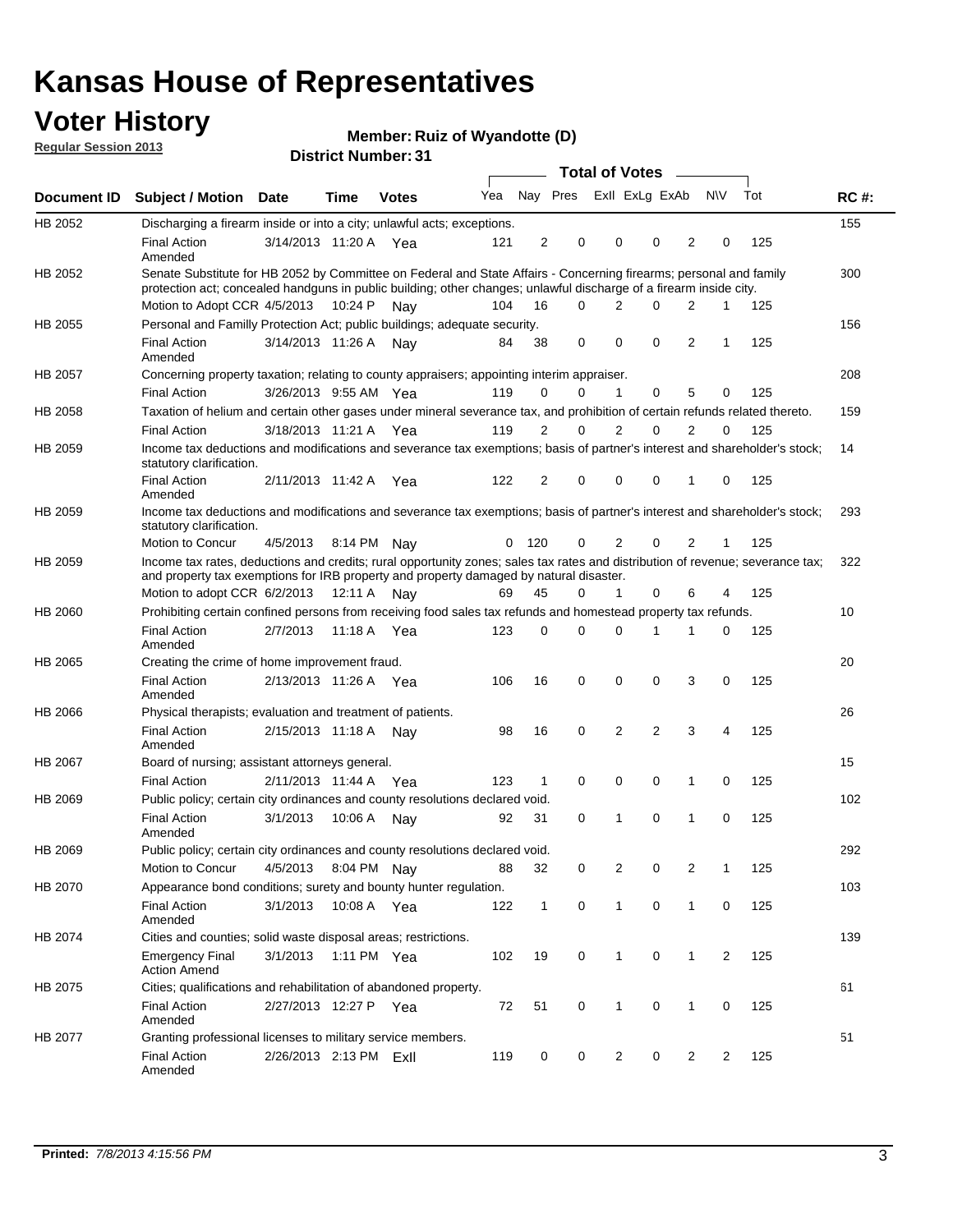# Kansas House of Representatives

## Voter History

**Regular Session 2013**

**Member: Ruiz of Wyandotte (D)**

**District Number: 31**

| Document ID | Subject / Motion | Date | Time | Votes | Yea | Nay | Pres | ExII | ExLg | ExAb | N\V | Tot | RC #: |
|---|---|---|---|---|---|---|---|---|---|---|---|---|---|
| HB 2052 | Discharging a firearm inside or into a city; unlawful acts; exceptions. | | | | | | | | | | | | 155 |
| | Final Action Amended | 3/14/2013 | 11:20 A | Yea | 121 | 2 | 0 | 0 | 0 | 2 | 0 | 125 | |
| HB 2052 | Senate Substitute for HB 2052 by Committee on Federal and State Affairs - Concerning firearms; personal and family protection act; concealed handguns in public building; other changes; unlawful discharge of a firearm inside city. | | | | | | | | | | | | 300 |
| | Motion to Adopt CCR | 4/5/2013 | 10:24 P | Nay | 104 | 16 | 0 | 2 | 0 | 2 | 1 | 125 | |
| HB 2055 | Personal and Familly Protection Act; public buildings; adequate security. | | | | | | | | | | | | 156 |
| | Final Action Amended | 3/14/2013 | 11:26 A | Nay | 84 | 38 | 0 | 0 | 0 | 2 | 1 | 125 | |
| HB 2057 | Concerning property taxation; relating to county appraisers; appointing interim appraiser. | | | | | | | | | | | | 208 |
| | Final Action | 3/26/2013 | 9:55 AM | Yea | 119 | 0 | 0 | 1 | 0 | 5 | 0 | 125 | |
| HB 2058 | Taxation of helium and certain other gases under mineral severance tax, and prohibition of certain refunds related thereto. | | | | | | | | | | | | 159 |
| | Final Action | 3/18/2013 | 11:21 A | Yea | 119 | 2 | 0 | 2 | 0 | 2 | 0 | 125 | |
| HB 2059 | Income tax deductions and modifications and severance tax exemptions; basis of partner's interest and shareholder's stock; statutory clarification. | | | | | | | | | | | | 14 |
| | Final Action Amended | 2/11/2013 | 11:42 A | Yea | 122 | 2 | 0 | 0 | 0 | 1 | 0 | 125 | |
| HB 2059 | Income tax deductions and modifications and severance tax exemptions; basis of partner's interest and shareholder's stock; statutory clarification. | | | | | | | | | | | | 293 |
| | Motion to Concur | 4/5/2013 | 8:14 PM | Nay | 0 | 120 | 0 | 2 | 0 | 2 | 1 | 125 | |
| HB 2059 | Income tax rates, deductions and credits; rural opportunity zones; sales tax rates and distribution of revenue; severance tax; and property tax exemptions for IRB property and property damaged by natural disaster. | | | | | | | | | | | | 322 |
| | Motion to adopt CCR | 6/2/2013 | 12:11 A | Nay | 69 | 45 | 0 | 1 | 0 | 6 | 4 | 125 | |
| HB 2060 | Prohibiting certain confined persons from receiving food sales tax refunds and homestead property tax refunds. | | | | | | | | | | | | 10 |
| | Final Action Amended | 2/7/2013 | 11:18 A | Yea | 123 | 0 | 0 | 0 | 1 | 1 | 0 | 125 | |
| HB 2065 | Creating the crime of home improvement fraud. | | | | | | | | | | | | 20 |
| | Final Action Amended | 2/13/2013 | 11:26 A | Yea | 106 | 16 | 0 | 0 | 0 | 3 | 0 | 125 | |
| HB 2066 | Physical therapists; evaluation and treatment of patients. | | | | | | | | | | | | 26 |
| | Final Action Amended | 2/15/2013 | 11:18 A | Nay | 98 | 16 | 0 | 2 | 2 | 3 | 4 | 125 | |
| HB 2067 | Board of nursing; assistant attorneys general. | | | | | | | | | | | | 15 |
| | Final Action | 2/11/2013 | 11:44 A | Yea | 123 | 1 | 0 | 0 | 0 | 1 | 0 | 125 | |
| HB 2069 | Public policy; certain city ordinances and county resolutions declared void. | | | | | | | | | | | | 102 |
| | Final Action Amended | 3/1/2013 | 10:06 A | Nay | 92 | 31 | 0 | 1 | 0 | 1 | 0 | 125 | |
| HB 2069 | Public policy; certain city ordinances and county resolutions declared void. | | | | | | | | | | | | 292 |
| | Motion to Concur | 4/5/2013 | 8:04 PM | Nay | 88 | 32 | 0 | 2 | 0 | 2 | 1 | 125 | |
| HB 2070 | Appearance bond conditions; surety and bounty hunter regulation. | | | | | | | | | | | | 103 |
| | Final Action Amended | 3/1/2013 | 10:08 A | Yea | 122 | 1 | 0 | 1 | 0 | 1 | 0 | 125 | |
| HB 2074 | Cities and counties; solid waste disposal areas; restrictions. | | | | | | | | | | | | 139 |
| | Emergency Final Action Amend | 3/1/2013 | 1:11 PM | Yea | 102 | 19 | 0 | 1 | 0 | 1 | 2 | 125 | |
| HB 2075 | Cities; qualifications and rehabilitation of abandoned property. | | | | | | | | | | | | 61 |
| | Final Action Amended | 2/27/2013 | 12:27 P | Yea | 72 | 51 | 0 | 1 | 0 | 1 | 0 | 125 | |
| HB 2077 | Granting professional licenses to military service members. | | | | | | | | | | | | 51 |
| | Final Action Amended | 2/26/2013 | 2:13 PM | ExII | 119 | 0 | 0 | 2 | 0 | 2 | 2 | 125 | |

**Printed:** *7/8/2013 4:15:56 PM*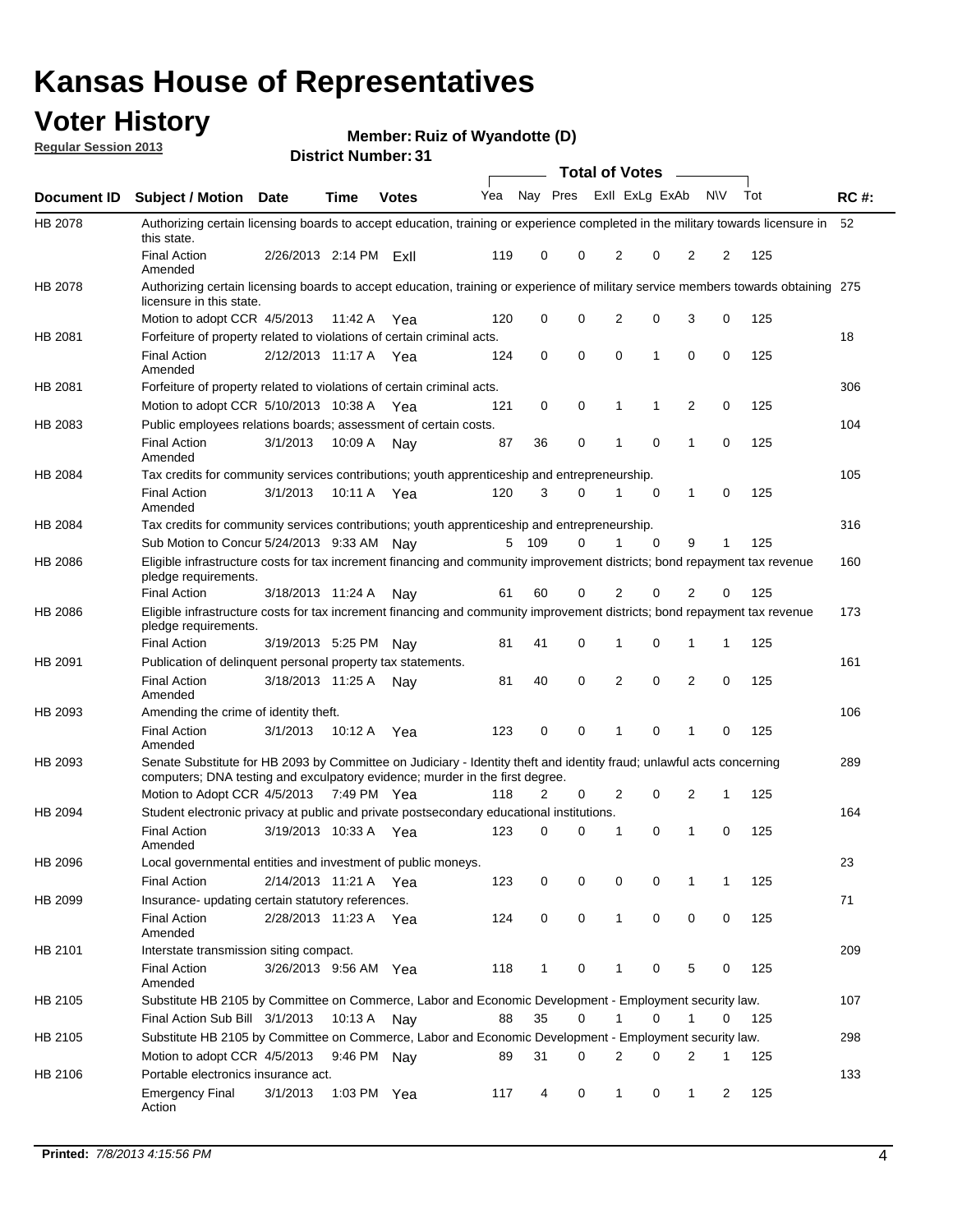# Kansas House of Representatives

## Voter History

**Regular Session 2013**

**Member: Ruiz of Wyandotte (D)**

**District Number: 31**

| Document ID | Subject / Motion | Date | Time | Votes | Yea | Nay | Pres | ExII | ExLg | ExAb | N\V | Tot | RC #: |
|---|---|---|---|---|---|---|---|---|---|---|---|---|---|
| HB 2078 | Authorizing certain licensing boards to accept education, training or experience completed in the military towards licensure in this state. | | | | | | | | | | | | 52 |
| | Final Action Amended | 2/26/2013 | 2:14 PM | ExII | 119 | 0 | 0 | 2 | 0 | 2 | 2 | 125 | |
| HB 2078 | Authorizing certain licensing boards to accept education, training or experience of military service members towards obtaining licensure in this state. | | | | | | | | | | | | 275 |
| | Motion to adopt CCR | 4/5/2013 | 11:42 A | Yea | 120 | 0 | 0 | 2 | 0 | 3 | 0 | 125 | |
| HB 2081 | Forfeiture of property related to violations of certain criminal acts. | | | | | | | | | | | | 18 |
| | Final Action Amended | 2/12/2013 | 11:17 A | Yea | 124 | 0 | 0 | 0 | 1 | 0 | 0 | 125 | |
| HB 2081 | Forfeiture of property related to violations of certain criminal acts. | | | | | | | | | | | | 306 |
| | Motion to adopt CCR | 5/10/2013 | 10:38 A | Yea | 121 | 0 | 0 | 1 | 1 | 2 | 0 | 125 | |
| HB 2083 | Public employees relations boards; assessment of certain costs. | | | | | | | | | | | | 104 |
| | Final Action Amended | 3/1/2013 | 10:09 A | Nay | 87 | 36 | 0 | 1 | 0 | 1 | 0 | 125 | |
| HB 2084 | Tax credits for community services contributions; youth apprenticeship and entrepreneurship. | | | | | | | | | | | | 105 |
| | Final Action Amended | 3/1/2013 | 10:11 A | Yea | 120 | 3 | 0 | 1 | 0 | 1 | 0 | 125 | |
| HB 2084 | Tax credits for community services contributions; youth apprenticeship and entrepreneurship. | | | | | | | | | | | | 316 |
| | Sub Motion to Concur | 5/24/2013 | 9:33 AM | Nay | 5 | 109 | 0 | 1 | 0 | 9 | 1 | 125 | |
| HB 2086 | Eligible infrastructure costs for tax increment financing and community improvement districts; bond repayment tax revenue pledge requirements. | | | | | | | | | | | | 160 |
| | Final Action | 3/18/2013 | 11:24 A | Nay | 61 | 60 | 0 | 2 | 0 | 2 | 0 | 125 | |
| HB 2086 | Eligible infrastructure costs for tax increment financing and community improvement districts; bond repayment tax revenue pledge requirements. | | | | | | | | | | | | 173 |
| | Final Action | 3/19/2013 | 5:25 PM | Nay | 81 | 41 | 0 | 1 | 0 | 1 | 1 | 125 | |
| HB 2091 | Publication of delinquent personal property tax statements. | | | | | | | | | | | | 161 |
| | Final Action Amended | 3/18/2013 | 11:25 A | Nay | 81 | 40 | 0 | 2 | 0 | 2 | 0 | 125 | |
| HB 2093 | Amending the crime of identity theft. | | | | | | | | | | | | 106 |
| | Final Action Amended | 3/1/2013 | 10:12 A | Yea | 123 | 0 | 0 | 1 | 0 | 1 | 0 | 125 | |
| HB 2093 | Senate Substitute for HB 2093 by Committee on Judiciary - Identity theft and identity fraud; unlawful acts concerning computers; DNA testing and exculpatory evidence; murder in the first degree. | | | | | | | | | | | | 289 |
| | Motion to Adopt CCR | 4/5/2013 | 7:49 PM | Yea | 118 | 2 | 0 | 2 | 0 | 2 | 1 | 125 | |
| HB 2094 | Student electronic privacy at public and private postsecondary educational institutions. | | | | | | | | | | | | 164 |
| | Final Action Amended | 3/19/2013 | 10:33 A | Yea | 123 | 0 | 0 | 1 | 0 | 1 | 0 | 125 | |
| HB 2096 | Local governmental entities and investment of public moneys. | | | | | | | | | | | | 23 |
| | Final Action | 2/14/2013 | 11:21 A | Yea | 123 | 0 | 0 | 0 | 0 | 1 | 1 | 125 | |
| HB 2099 | Insurance- updating certain statutory references. | | | | | | | | | | | | 71 |
| | Final Action Amended | 2/28/2013 | 11:23 A | Yea | 124 | 0 | 0 | 1 | 0 | 0 | 0 | 125 | |
| HB 2101 | Interstate transmission siting compact. | | | | | | | | | | | | 209 |
| | Final Action Amended | 3/26/2013 | 9:56 AM | Yea | 118 | 1 | 0 | 1 | 0 | 5 | 0 | 125 | |
| HB 2105 | Substitute HB 2105 by Committee on Commerce, Labor and Economic Development - Employment security law. | | | | | | | | | | | | 107 |
| | Final Action Sub Bill | 3/1/2013 | 10:13 A | Nay | 88 | 35 | 0 | 1 | 0 | 1 | 0 | 125 | |
| HB 2105 | Substitute HB 2105 by Committee on Commerce, Labor and Economic Development - Employment security law. | | | | | | | | | | | | 298 |
| | Motion to adopt CCR | 4/5/2013 | 9:46 PM | Nay | 89 | 31 | 0 | 2 | 0 | 2 | 1 | 125 | |
| HB 2106 | Portable electronics insurance act. | | | | | | | | | | | | 133 |
| | Emergency Final Action | 3/1/2013 | 1:03 PM | Yea | 117 | 4 | 0 | 1 | 0 | 1 | 2 | 125 | |

**Printed:** *7/8/2013 4:15:56 PM*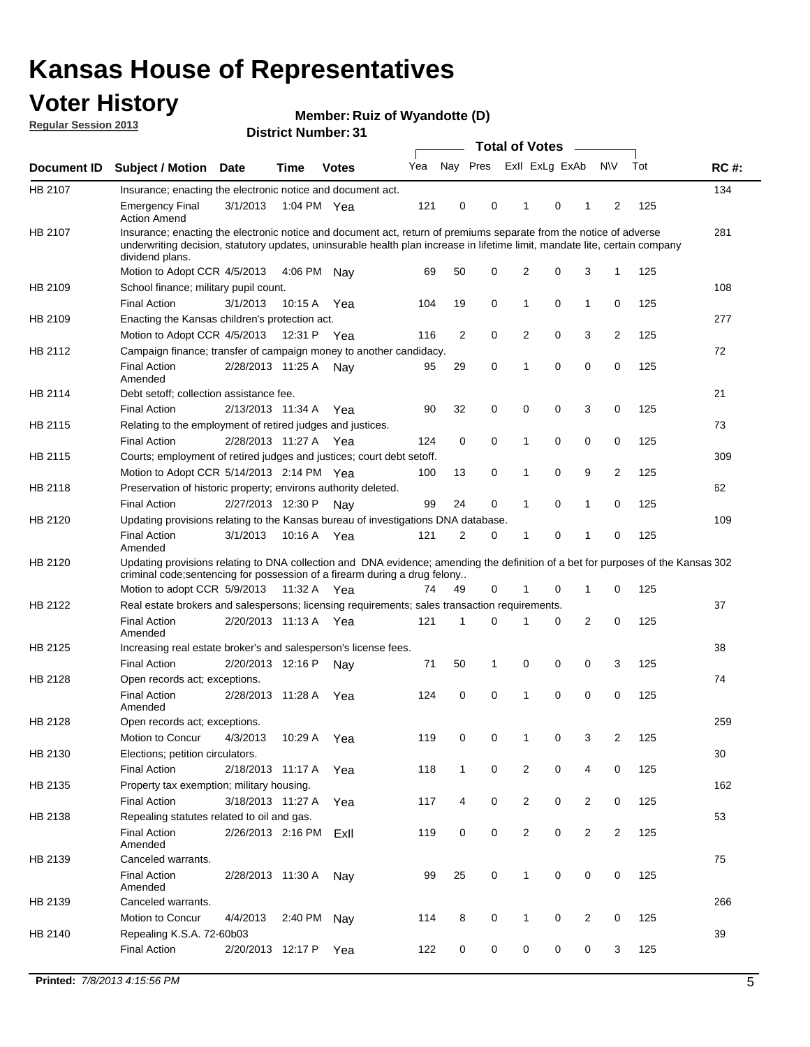# Kansas House of Representatives

## Voter History

**Regular Session 2013**

**Member: Ruiz of Wyandotte (D)**

**District Number: 31**

| Document ID | Subject / Motion | Date | Time | Votes | Yea | Nay | Pres | ExII | ExLg | ExAb | N\V | Tot | RC #: |
|---|---|---|---|---|---|---|---|---|---|---|---|---|---|
| HB 2107 | Insurance; enacting the electronic notice and document act. | | | | | | | | | | | | 134 |
| | Emergency Final Action Amend | 3/1/2013 | 1:04 PM | Yea | 121 | 0 | 0 | 1 | 0 | 1 | 2 | 125 | |
| HB 2107 | Insurance; enacting the electronic notice and document act, return of premiums separate from the notice of adverse underwriting decision, statutory updates, uninsurable health plan increase in lifetime limit, mandate lite, certain company dividend plans. | | | | | | | | | | | | 281 |
| | Motion to Adopt CCR | 4/5/2013 | 4:06 PM | Nay | 69 | 50 | 0 | 2 | 0 | 3 | 1 | 125 | |
| HB 2109 | School finance; military pupil count. | | | | | | | | | | | | 108 |
| | Final Action | 3/1/2013 | 10:15 A | Yea | 104 | 19 | 0 | 1 | 0 | 1 | 0 | 125 | |
| HB 2109 | Enacting the Kansas children's protection act. | | | | | | | | | | | | 277 |
| | Motion to Adopt CCR | 4/5/2013 | 12:31 P | Yea | 116 | 2 | 0 | 2 | 0 | 3 | 2 | 125 | |
| HB 2112 | Campaign finance; transfer of campaign money to another candidacy. | | | | | | | | | | | | 72 |
| | Final Action Amended | 2/28/2013 | 11:25 A | Nay | 95 | 29 | 0 | 1 | 0 | 0 | 0 | 125 | |
| HB 2114 | Debt setoff; collection assistance fee. | | | | | | | | | | | | 21 |
| | Final Action | 2/13/2013 | 11:34 A | Yea | 90 | 32 | 0 | 0 | 0 | 3 | 0 | 125 | |
| HB 2115 | Relating to the employment of retired judges and justices. | | | | | | | | | | | | 73 |
| | Final Action | 2/28/2013 | 11:27 A | Yea | 124 | 0 | 0 | 1 | 0 | 0 | 0 | 125 | |
| HB 2115 | Courts; employment of retired judges and justices; court debt setoff. | | | | | | | | | | | | 309 |
| | Motion to Adopt CCR | 5/14/2013 | 2:14 PM | Yea | 100 | 13 | 0 | 1 | 0 | 9 | 2 | 125 | |
| HB 2118 | Preservation of historic property; environs authority deleted. | | | | | | | | | | | | 62 |
| | Final Action | 2/27/2013 | 12:30 P | Nay | 99 | 24 | 0 | 1 | 0 | 1 | 0 | 125 | |
| HB 2120 | Updating provisions relating to the Kansas bureau of investigations DNA database. | | | | | | | | | | | | 109 |
| | Final Action Amended | 3/1/2013 | 10:16 A | Yea | 121 | 2 | 0 | 1 | 0 | 1 | 0 | 125 | |
| HB 2120 | Updating provisions relating to DNA collection and DNA evidence; amending the definition of a bet for purposes of the Kansas criminal code;sentencing for possession of a firearm during a drug felony.. | | | | | | | | | | | | 302 |
| | Motion to adopt CCR | 5/9/2013 | 11:32 A | Yea | 74 | 49 | 0 | 1 | 0 | 1 | 0 | 125 | |
| HB 2122 | Real estate brokers and salespersons; licensing requirements; sales transaction requirements. | | | | | | | | | | | | 37 |
| | Final Action Amended | 2/20/2013 | 11:13 A | Yea | 121 | 1 | 0 | 1 | 0 | 2 | 0 | 125 | |
| HB 2125 | Increasing real estate broker's and salesperson's license fees. | | | | | | | | | | | | 38 |
| | Final Action | 2/20/2013 | 12:16 P | Nay | 71 | 50 | 1 | 0 | 0 | 0 | 3 | 125 | |
| HB 2128 | Open records act; exceptions. | | | | | | | | | | | | 74 |
| | Final Action Amended | 2/28/2013 | 11:28 A | Yea | 124 | 0 | 0 | 1 | 0 | 0 | 0 | 125 | |
| HB 2128 | Open records act; exceptions. | | | | | | | | | | | | 259 |
| | Motion to Concur | 4/3/2013 | 10:29 A | Yea | 119 | 0 | 0 | 1 | 0 | 3 | 2 | 125 | |
| HB 2130 | Elections; petition circulators. | | | | | | | | | | | | 30 |
| | Final Action | 2/18/2013 | 11:17 A | Yea | 118 | 1 | 0 | 2 | 0 | 4 | 0 | 125 | |
| HB 2135 | Property tax exemption; military housing. | | | | | | | | | | | | 162 |
| | Final Action | 3/18/2013 | 11:27 A | Yea | 117 | 4 | 0 | 2 | 0 | 2 | 0 | 125 | |
| HB 2138 | Repealing statutes related to oil and gas. | | | | | | | | | | | | 53 |
| | Final Action Amended | 2/26/2013 | 2:16 PM | ExII | 119 | 0 | 0 | 2 | 0 | 2 | 2 | 125 | |
| HB 2139 | Canceled warrants. | | | | | | | | | | | | 75 |
| | Final Action Amended | 2/28/2013 | 11:30 A | Nay | 99 | 25 | 0 | 1 | 0 | 0 | 0 | 125 | |
| HB 2139 | Canceled warrants. | | | | | | | | | | | | 266 |
| | Motion to Concur | 4/4/2013 | 2:40 PM | Nay | 114 | 8 | 0 | 1 | 0 | 2 | 0 | 125 | |
| HB 2140 | Repealing K.S.A. 72-60b03 | | | | | | | | | | | | 39 |
| | Final Action | 2/20/2013 | 12:17 P | Yea | 122 | 0 | 0 | 0 | 0 | 0 | 3 | 125 | |

**Printed:** *7/8/2013 4:15:56 PM*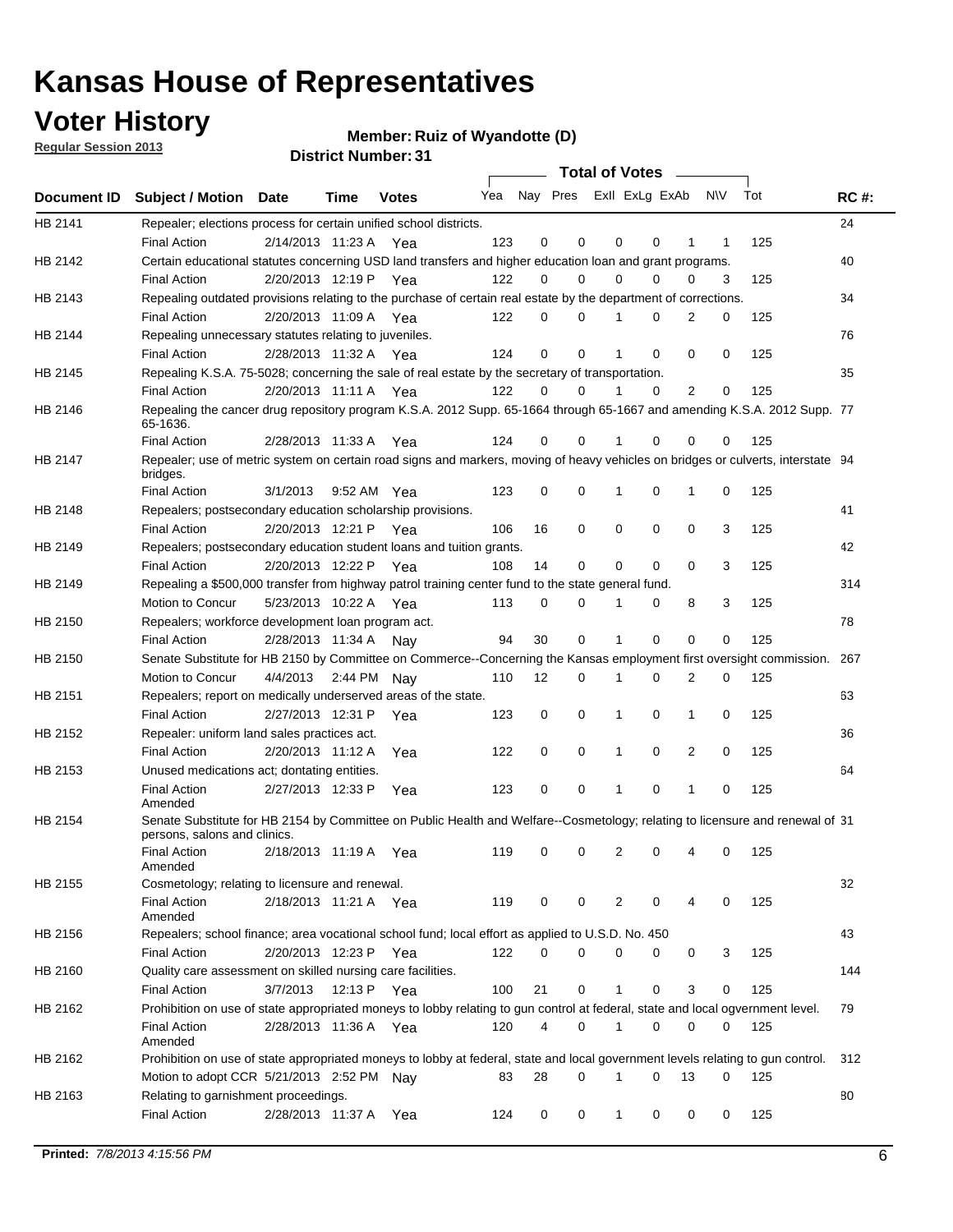# Kansas House of Representatives

## Voter History

**Regular Session 2013**

**Member: Ruiz of Wyandotte (D)**

**District Number: 31**

| Document ID | Subject / Motion | Date | Time | Votes | Yea | Nay | Pres | ExII | ExLg | ExAb | N\V | Tot | RC #: |
|---|---|---|---|---|---|---|---|---|---|---|---|---|---|
| HB 2141 | Repealer; elections process for certain unified school districts. | | | | | | | | | | | | 24 |
| | Final Action | 2/14/2013 | 11:23 A | Yea | 123 | 0 | 0 | 0 | 0 | 1 | 1 | 125 | |
| HB 2142 | Certain educational statutes concerning USD land transfers and higher education loan and grant programs. | | | | | | | | | | | | 40 |
| | Final Action | 2/20/2013 | 12:19 P | Yea | 122 | 0 | 0 | 0 | 0 | 0 | 3 | 125 | |
| HB 2143 | Repealing outdated provisions relating to the purchase of certain real estate by the department of corrections. | | | | | | | | | | | | 34 |
| | Final Action | 2/20/2013 | 11:09 A | Yea | 122 | 0 | 0 | 1 | 0 | 2 | 0 | 125 | |
| HB 2144 | Repealing unnecessary statutes relating to juveniles. | | | | | | | | | | | | 76 |
| | Final Action | 2/28/2013 | 11:32 A | Yea | 124 | 0 | 0 | 1 | 0 | 0 | 0 | 125 | |
| HB 2145 | Repealing K.S.A. 75-5028; concerning the sale of real estate by the secretary of transportation. | | | | | | | | | | | | 35 |
| | Final Action | 2/20/2013 | 11:11 A | Yea | 122 | 0 | 0 | 1 | 0 | 2 | 0 | 125 | |
| HB 2146 | Repealing the cancer drug repository program K.S.A. 2012 Supp. 65-1664 through 65-1667 and amending K.S.A. 2012 Supp. 65-1636. | | | | | | | | | | | | 77 |
| | Final Action | 2/28/2013 | 11:33 A | Yea | 124 | 0 | 0 | 1 | 0 | 0 | 0 | 125 | |
| HB 2147 | Repealer; use of metric system on certain road signs and markers, moving of heavy vehicles on bridges or culverts, interstate bridges. | | | | | | | | | | | | 94 |
| | Final Action | 3/1/2013 | 9:52 AM | Yea | 123 | 0 | 0 | 1 | 0 | 1 | 0 | 125 | |
| HB 2148 | Repealers; postsecondary education scholarship provisions. | | | | | | | | | | | | 41 |
| | Final Action | 2/20/2013 | 12:21 P | Yea | 106 | 16 | 0 | 0 | 0 | 0 | 3 | 125 | |
| HB 2149 | Repealers; postsecondary education student loans and tuition grants. | | | | | | | | | | | | 42 |
| | Final Action | 2/20/2013 | 12:22 P | Yea | 108 | 14 | 0 | 0 | 0 | 0 | 3 | 125 | |
| HB 2149 | Repealing a $500,000 transfer from highway patrol training center fund to the state general fund. | | | | | | | | | | | | 314 |
| | Motion to Concur | 5/23/2013 | 10:22 A | Yea | 113 | 0 | 0 | 1 | 0 | 8 | 3 | 125 | |
| HB 2150 | Repealers; workforce development loan program act. | | | | | | | | | | | | 78 |
| | Final Action | 2/28/2013 | 11:34 A | Nay | 94 | 30 | 0 | 1 | 0 | 0 | 0 | 125 | |
| HB 2150 | Senate Substitute for HB 2150 by Committee on Commerce--Concerning the Kansas employment first oversight commission. | | | | | | | | | | | | 267 |
| | Motion to Concur | 4/4/2013 | 2:44 PM | Nay | 110 | 12 | 0 | 1 | 0 | 2 | 0 | 125 | |
| HB 2151 | Repealers; report on medically underserved areas of the state. | | | | | | | | | | | | 63 |
| | Final Action | 2/27/2013 | 12:31 P | Yea | 123 | 0 | 0 | 1 | 0 | 1 | 0 | 125 | |
| HB 2152 | Repealer: uniform land sales practices act. | | | | | | | | | | | | 36 |
| | Final Action | 2/20/2013 | 11:12 A | Yea | 122 | 0 | 0 | 1 | 0 | 2 | 0 | 125 | |
| HB 2153 | Unused medications act; dontating entities. | | | | | | | | | | | | 64 |
| | Final Action Amended | 2/27/2013 | 12:33 P | Yea | 123 | 0 | 0 | 1 | 0 | 1 | 0 | 125 | |
| HB 2154 | Senate Substitute for HB 2154 by Committee on Public Health and Welfare--Cosmetology; relating to licensure and renewal of persons, salons and clinics. | | | | | | | | | | | | 31 |
| | Final Action Amended | 2/18/2013 | 11:19 A | Yea | 119 | 0 | 0 | 2 | 0 | 4 | 0 | 125 | |
| HB 2155 | Cosmetology; relating to licensure and renewal. | | | | | | | | | | | | 32 |
| | Final Action Amended | 2/18/2013 | 11:21 A | Yea | 119 | 0 | 0 | 2 | 0 | 4 | 0 | 125 | |
| HB 2156 | Repealers; school finance; area vocational school fund; local effort as applied to U.S.D. No. 450 | | | | | | | | | | | | 43 |
| | Final Action | 2/20/2013 | 12:23 P | Yea | 122 | 0 | 0 | 0 | 0 | 0 | 3 | 125 | |
| HB 2160 | Quality care assessment on skilled nursing care facilities. | | | | | | | | | | | | 144 |
| | Final Action | 3/7/2013 | 12:13 P | Yea | 100 | 21 | 0 | 1 | 0 | 3 | 0 | 125 | |
| HB 2162 | Prohibition on use of state appropriated moneys to lobby relating to gun control at federal, state and local ogvernment level. | | | | | | | | | | | | 79 |
| | Final Action Amended | 2/28/2013 | 11:36 A | Yea | 120 | 4 | 0 | 1 | 0 | 0 | 0 | 125 | |
| HB 2162 | Prohibition on use of state appropriated moneys to lobby at federal, state and local government levels relating to gun control. | | | | | | | | | | | | 312 |
| | Motion to adopt CCR | 5/21/2013 | 2:52 PM | Nay | 83 | 28 | 0 | 1 | 0 | 13 | 0 | 125 | |
| HB 2163 | Relating to garnishment proceedings. | | | | | | | | | | | | 80 |
| | Final Action | 2/28/2013 | 11:37 A | Yea | 124 | 0 | 0 | 1 | 0 | 0 | 0 | 125 | |

**Printed:** *7/8/2013 4:15:56 PM*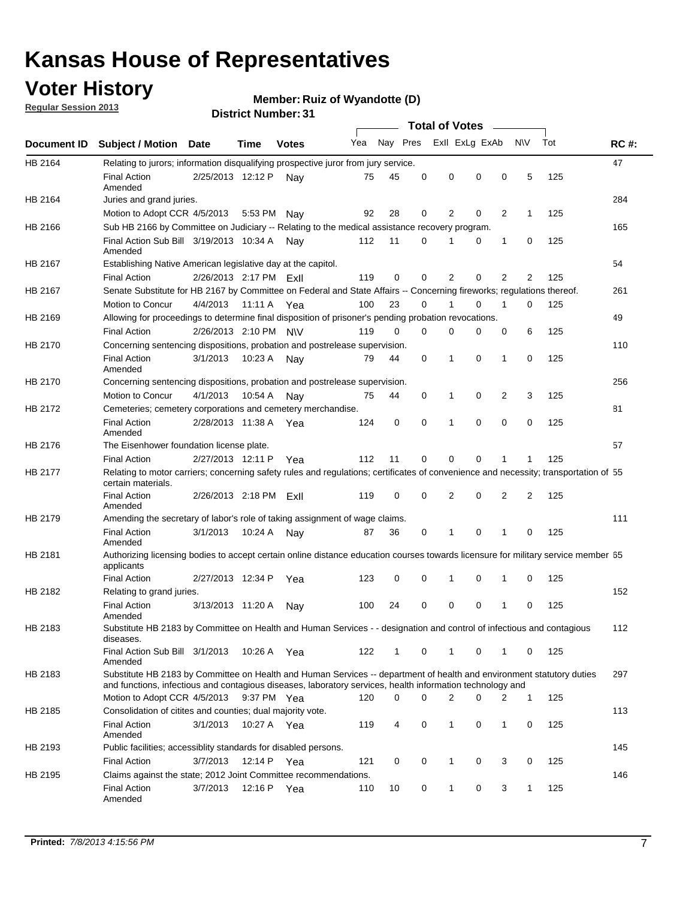# Kansas House of Representatives

## Voter History

**Regular Session 2013**

**Member: Ruiz of Wyandotte (D)**

**District Number: 31**

| Document ID | Subject / Motion | Date | Time | Votes | Yea | Nay | Pres | ExII | ExLg | ExAb | N\V | Tot | RC #: |
|---|---|---|---|---|---|---|---|---|---|---|---|---|---|
| HB 2164 | Relating to jurors; information disqualifying prospective juror from jury service. | | | | | | | | | | | | 47 |
| | Final Action Amended | 2/25/2013 | 12:12 P | Nay | 75 | 45 | 0 | 0 | 0 | 0 | 5 | 125 | |
| HB 2164 | Juries and grand juries. | | | | | | | | | | | | 284 |
| | Motion to Adopt CCR | 4/5/2013 | 5:53 PM | Nay | 92 | 28 | 0 | 2 | 0 | 2 | 1 | 125 | |
| HB 2166 | Sub HB 2166 by Committee on Judiciary -- Relating to the medical assistance recovery program. | | | | | | | | | | | | 165 |
| | Final Action Sub Bill Amended | 3/19/2013 | 10:34 A | Nay | 112 | 11 | 0 | 1 | 0 | 1 | 0 | 125 | |
| HB 2167 | Establishing Native American legislative day at the capitol. | | | | | | | | | | | | 54 |
| | Final Action | 2/26/2013 | 2:17 PM | ExII | 119 | 0 | 0 | 2 | 0 | 2 | 2 | 125 | |
| HB 2167 | Senate Substitute for HB 2167 by Committee on Federal and State Affairs -- Concerning fireworks; regulations thereof. | | | | | | | | | | | | 261 |
| | Motion to Concur | 4/4/2013 | 11:11 A | Yea | 100 | 23 | 0 | 1 | 0 | 1 | 0 | 125 | |
| HB 2169 | Allowing for proceedings to determine final disposition of prisoner's pending probation revocations. | | | | | | | | | | | | 49 |
| | Final Action | 2/26/2013 | 2:10 PM | N\V | 119 | 0 | 0 | 0 | 0 | 0 | 6 | 125 | |
| HB 2170 | Concerning sentencing dispositions, probation and postrelease supervision. | | | | | | | | | | | | 110 |
| | Final Action Amended | 3/1/2013 | 10:23 A | Nay | 79 | 44 | 0 | 1 | 0 | 1 | 0 | 125 | |
| HB 2170 | Concerning sentencing dispositions, probation and postrelease supervision. | | | | | | | | | | | | 256 |
| | Motion to Concur | 4/1/2013 | 10:54 A | Nay | 75 | 44 | 0 | 1 | 0 | 2 | 3 | 125 | |
| HB 2172 | Cemeteries; cemetery corporations and cemetery merchandise. | | | | | | | | | | | | 81 |
| | Final Action Amended | 2/28/2013 | 11:38 A | Yea | 124 | 0 | 0 | 1 | 0 | 0 | 0 | 125 | |
| HB 2176 | The Eisenhower foundation license plate. | | | | | | | | | | | | 57 |
| | Final Action | 2/27/2013 | 12:11 P | Yea | 112 | 11 | 0 | 0 | 0 | 1 | 1 | 125 | |
| HB 2177 | Relating to motor carriers; concerning safety rules and regulations; certificates of convenience and necessity; transportation of certain materials. | | | | | | | | | | | | 55 |
| | Final Action Amended | 2/26/2013 | 2:18 PM | ExII | 119 | 0 | 0 | 2 | 0 | 2 | 2 | 125 | |
| HB 2179 | Amending the secretary of labor's role of taking assignment of wage claims. | | | | | | | | | | | | 111 |
| | Final Action Amended | 3/1/2013 | 10:24 A | Nay | 87 | 36 | 0 | 1 | 0 | 1 | 0 | 125 | |
| HB 2181 | Authorizing licensing bodies to accept certain online distance education courses towards licensure for military service member applicants | | | | | | | | | | | | 65 |
| | Final Action | 2/27/2013 | 12:34 P | Yea | 123 | 0 | 0 | 1 | 0 | 1 | 0 | 125 | |
| HB 2182 | Relating to grand juries. | | | | | | | | | | | | 152 |
| | Final Action Amended | 3/13/2013 | 11:20 A | Nay | 100 | 24 | 0 | 0 | 0 | 1 | 0 | 125 | |
| HB 2183 | Substitute HB 2183 by Committee on Health and Human Services - - designation and control of infectious and contagious diseases. | | | | | | | | | | | | 112 |
| | Final Action Sub Bill Amended | 3/1/2013 | 10:26 A | Yea | 122 | 1 | 0 | 1 | 0 | 1 | 0 | 125 | |
| HB 2183 | Substitute HB 2183 by Committee on Health and Human Services -- department of health and environment statutory duties and functions, infectious and contagious diseases, laboratory services, health information technology and | | | | | | | | | | | | 297 |
| | Motion to Adopt CCR | 4/5/2013 | 9:37 PM | Yea | 120 | 0 | 0 | 2 | 0 | 2 | 1 | 125 | |
| HB 2185 | Consolidation of citites and counties; dual majority vote. | | | | | | | | | | | | 113 |
| | Final Action Amended | 3/1/2013 | 10:27 A | Yea | 119 | 4 | 0 | 1 | 0 | 1 | 0 | 125 | |
| HB 2193 | Public facilities; accessiblity standards for disabled persons. | | | | | | | | | | | | 145 |
| | Final Action | 3/7/2013 | 12:14 P | Yea | 121 | 0 | 0 | 1 | 0 | 3 | 0 | 125 | |
| HB 2195 | Claims against the state; 2012 Joint Committee recommendations. | | | | | | | | | | | | 146 |
| | Final Action Amended | 3/7/2013 | 12:16 P | Yea | 110 | 10 | 0 | 1 | 0 | 3 | 1 | 125 | |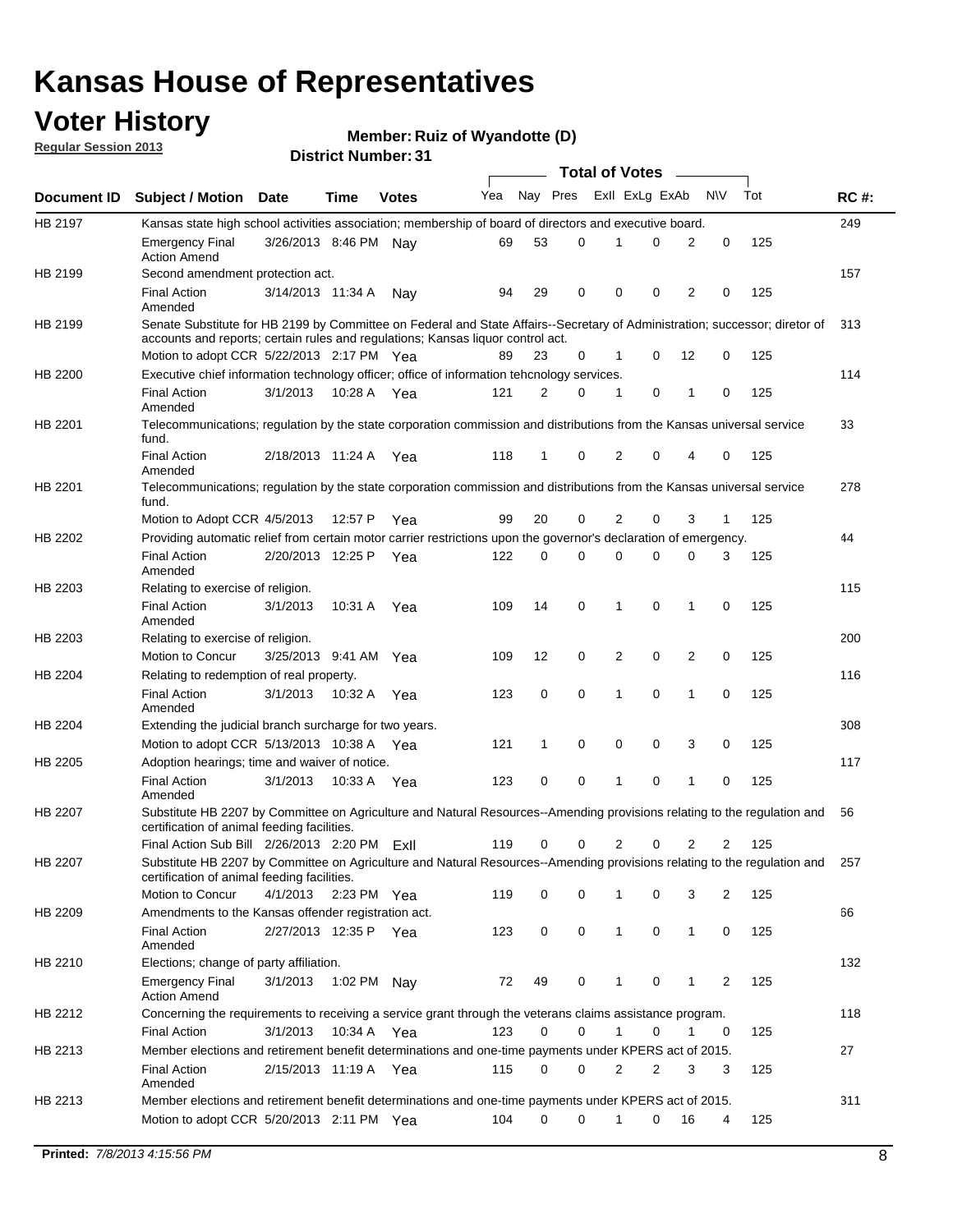# Kansas House of Representatives

## Voter History

**Regular Session 2013**

**Member: Ruiz of Wyandotte (D)**

**District Number: 31**

| Document ID | Subject / Motion | Date | Time | Votes | Yea | Nay | Pres | ExII | ExLg | ExAb | N\V | Tot | RC #: |
|---|---|---|---|---|---|---|---|---|---|---|---|---|---|
| HB 2197 | Kansas state high school activities association; membership of board of directors and executive board. | | | | | | | | | | | | 249 |
| | Emergency Final Action Amend | 3/26/2013 | 8:46 PM | Nay | 69 | 53 | 0 | 1 | 0 | 2 | 0 | 125 | |
| HB 2199 | Second amendment protection act. | | | | | | | | | | | | 157 |
| | Final Action Amended | 3/14/2013 | 11:34 A | Nay | 94 | 29 | 0 | 0 | 0 | 2 | 0 | 125 | |
| HB 2199 | Senate Substitute for HB 2199 by Committee on Federal and State Affairs--Secretary of Administration; successor; diretor of accounts and reports; certain rules and regulations; Kansas liquor control act. | | | | | | | | | | | | 313 |
| | Motion to adopt CCR | 5/22/2013 | 2:17 PM | Yea | 89 | 23 | 0 | 1 | 0 | 12 | 0 | 125 | |
| HB 2200 | Executive chief information technology officer; office of information tehcnology services. | | | | | | | | | | | | 114 |
| | Final Action Amended | 3/1/2013 | 10:28 A | Yea | 121 | 2 | 0 | 1 | 0 | 1 | 0 | 125 | |
| HB 2201 | Telecommunications; regulation by the state corporation commission and distributions from the Kansas universal service fund. | | | | | | | | | | | | 33 |
| | Final Action Amended | 2/18/2013 | 11:24 A | Yea | 118 | 1 | 0 | 2 | 0 | 4 | 0 | 125 | |
| HB 2201 | Telecommunications; regulation by the state corporation commission and distributions from the Kansas universal service fund. | | | | | | | | | | | | 278 |
| | Motion to Adopt CCR | 4/5/2013 | 12:57 P | Yea | 99 | 20 | 0 | 2 | 0 | 3 | 1 | 125 | |
| HB 2202 | Providing automatic relief from certain motor carrier restrictions upon the governor's declaration of emergency. | | | | | | | | | | | | 44 |
| | Final Action Amended | 2/20/2013 | 12:25 P | Yea | 122 | 0 | 0 | 0 | 0 | 0 | 3 | 125 | |
| HB 2203 | Relating to exercise of religion. | | | | | | | | | | | | 115 |
| | Final Action Amended | 3/1/2013 | 10:31 A | Yea | 109 | 14 | 0 | 1 | 0 | 1 | 0 | 125 | |
| HB 2203 | Relating to exercise of religion. | | | | | | | | | | | | 200 |
| | Motion to Concur | 3/25/2013 | 9:41 AM | Yea | 109 | 12 | 0 | 2 | 0 | 2 | 0 | 125 | |
| HB 2204 | Relating to redemption of real property. | | | | | | | | | | | | 116 |
| | Final Action Amended | 3/1/2013 | 10:32 A | Yea | 123 | 0 | 0 | 1 | 0 | 1 | 0 | 125 | |
| HB 2204 | Extending the judicial branch surcharge for two years. | | | | | | | | | | | | 308 |
| | Motion to adopt CCR | 5/13/2013 | 10:38 A | Yea | 121 | 1 | 0 | 0 | 0 | 3 | 0 | 125 | |
| HB 2205 | Adoption hearings; time and waiver of notice. | | | | | | | | | | | | 117 |
| | Final Action Amended | 3/1/2013 | 10:33 A | Yea | 123 | 0 | 0 | 1 | 0 | 1 | 0 | 125 | |
| HB 2207 | Substitute HB 2207 by Committee on Agriculture and Natural Resources--Amending provisions relating to the regulation and certification of animal feeding facilities. | | | | | | | | | | | | 56 |
| | Final Action Sub Bill | 2/26/2013 | 2:20 PM | ExII | 119 | 0 | 0 | 2 | 0 | 2 | 2 | 125 | |
| HB 2207 | Substitute HB 2207 by Committee on Agriculture and Natural Resources--Amending provisions relating to the regulation and certification of animal feeding facilities. | | | | | | | | | | | | 257 |
| | Motion to Concur | 4/1/2013 | 2:23 PM | Yea | 119 | 0 | 0 | 1 | 0 | 3 | 2 | 125 | |
| HB 2209 | Amendments to the Kansas offender registration act. | | | | | | | | | | | | 66 |
| | Final Action Amended | 2/27/2013 | 12:35 P | Yea | 123 | 0 | 0 | 1 | 0 | 1 | 0 | 125 | |
| HB 2210 | Elections; change of party affiliation. | | | | | | | | | | | | 132 |
| | Emergency Final Action Amend | 3/1/2013 | 1:02 PM | Nay | 72 | 49 | 0 | 1 | 0 | 1 | 2 | 125 | |
| HB 2212 | Concerning the requirements to receiving a service grant through the veterans claims assistance program. | | | | | | | | | | | | 118 |
| | Final Action | 3/1/2013 | 10:34 A | Yea | 123 | 0 | 0 | 1 | 0 | 1 | 0 | 125 | |
| HB 2213 | Member elections and retirement benefit determinations and one-time payments under KPERS act of 2015. | | | | | | | | | | | | 27 |
| | Final Action Amended | 2/15/2013 | 11:19 A | Yea | 115 | 0 | 0 | 2 | 2 | 3 | 3 | 125 | |
| HB 2213 | Member elections and retirement benefit determinations and one-time payments under KPERS act of 2015. | | | | | | | | | | | | 311 |
| | Motion to adopt CCR | 5/20/2013 | 2:11 PM | Yea | 104 | 0 | 0 | 1 | 0 | 16 | 4 | 125 | |

**Printed:** 7/8/2013 4:15:56 PM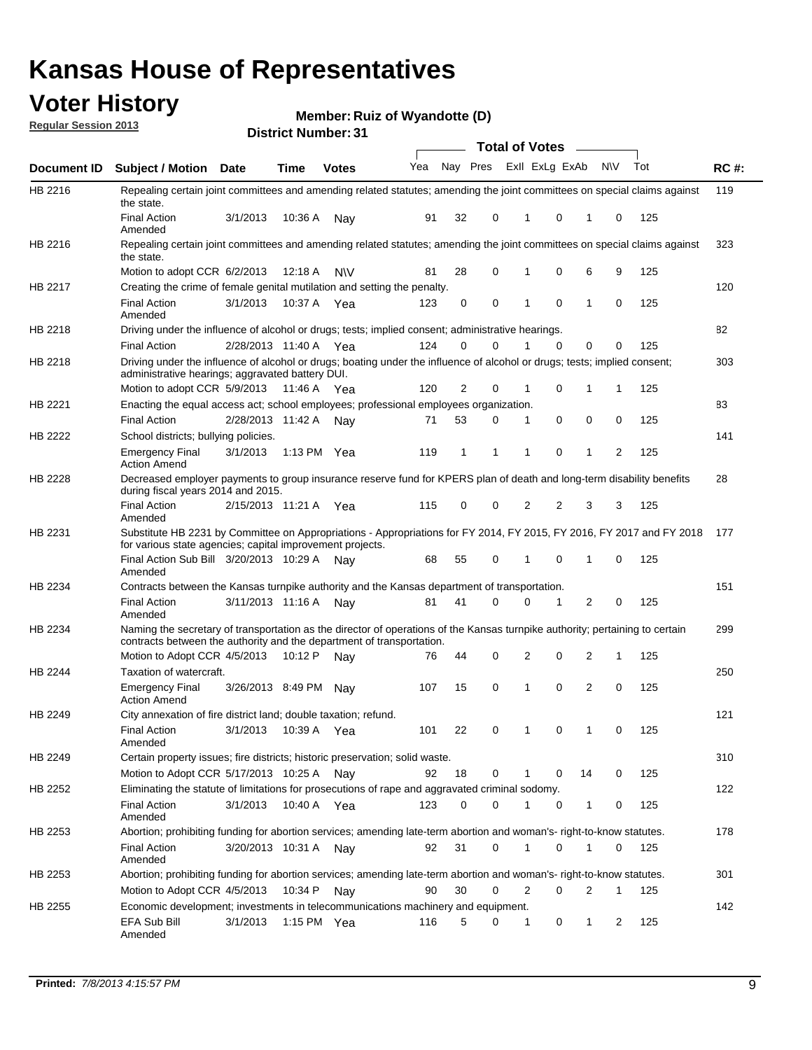# Kansas House of Representatives

## Voter History

**Regular Session 2013**

**Member: Ruiz of Wyandotte (D)**

**District Number: 31**

| Document ID | Subject / Motion | Date | Time | Votes | Yea | Nay | Pres | ExII | ExLg | ExAb | N\V | Tot | RC #: |
|---|---|---|---|---|---|---|---|---|---|---|---|---|---|
| HB 2216 | Repealing certain joint committees and amending related statutes; amending the joint committees on special claims against the state. | | | | | | | | | | | | 119 |
| | Final Action Amended | 3/1/2013 | 10:36 A | Nay | 91 | 32 | 0 | 1 | 0 | 1 | 0 | 125 | |
| HB 2216 | Repealing certain joint committees and amending related statutes; amending the joint committees on special claims against the state. | | | | | | | | | | | | 323 |
| | Motion to adopt CCR | 6/2/2013 | 12:18 A | N\V | 81 | 28 | 0 | 1 | 0 | 6 | 9 | 125 | |
| HB 2217 | Creating the crime of female genital mutilation and setting the penalty. | | | | | | | | | | | | 120 |
| | Final Action Amended | 3/1/2013 | 10:37 A | Yea | 123 | 0 | 0 | 1 | 0 | 1 | 0 | 125 | |
| HB 2218 | Driving under the influence of alcohol or drugs; tests; implied consent; administrative hearings. | | | | | | | | | | | | 82 |
| | Final Action | 2/28/2013 | 11:40 A | Yea | 124 | 0 | 0 | 1 | 0 | 0 | 0 | 125 | |
| HB 2218 | Driving under the influence of alcohol or drugs; boating under the influence of alcohol or drugs; tests; implied consent; administrative hearings; aggravated battery DUI. | | | | | | | | | | | | 303 |
| | Motion to adopt CCR | 5/9/2013 | 11:46 A | Yea | 120 | 2 | 0 | 1 | 0 | 1 | 1 | 125 | |
| HB 2221 | Enacting the equal access act; school employees; professional employees organization. | | | | | | | | | | | | 83 |
| | Final Action | 2/28/2013 | 11:42 A | Nay | 71 | 53 | 0 | 1 | 0 | 0 | 0 | 125 | |
| HB 2222 | School districts; bullying policies. | | | | | | | | | | | | 141 |
| | Emergency Final Action Amend | 3/1/2013 | 1:13 PM | Yea | 119 | 1 | 1 | 1 | 0 | 1 | 2 | 125 | |
| HB 2228 | Decreased employer payments to group insurance reserve fund for KPERS plan of death and long-term disability benefits during fiscal years 2014 and 2015. | | | | | | | | | | | | 28 |
| | Final Action Amended | 2/15/2013 | 11:21 A | Yea | 115 | 0 | 0 | 2 | 2 | 3 | 3 | 125 | |
| HB 2231 | Substitute HB 2231 by Committee on Appropriations - Appropriations for FY 2014, FY 2015, FY 2016, FY 2017 and FY 2018 for various state agencies; capital improvement projects. | | | | | | | | | | | | 177 |
| | Final Action Sub Bill Amended | 3/20/2013 | 10:29 A | Nay | 68 | 55 | 0 | 1 | 0 | 1 | 0 | 125 | |
| HB 2234 | Contracts between the Kansas turnpike authority and the Kansas department of transportation. | | | | | | | | | | | | 151 |
| | Final Action Amended | 3/11/2013 | 11:16 A | Nay | 81 | 41 | 0 | 0 | 1 | 2 | 0 | 125 | |
| HB 2234 | Naming the secretary of transportation as the director of operations of the Kansas turnpike authority; pertaining to certain contracts between the authority and the department of transportation. | | | | | | | | | | | | 299 |
| | Motion to Adopt CCR | 4/5/2013 | 10:12 P | Nay | 76 | 44 | 0 | 2 | 0 | 2 | 1 | 125 | |
| HB 2244 | Taxation of watercraft. | | | | | | | | | | | | 250 |
| | Emergency Final Action Amend | 3/26/2013 | 8:49 PM | Nay | 107 | 15 | 0 | 1 | 0 | 2 | 0 | 125 | |
| HB 2249 | City annexation of fire district land; double taxation; refund. | | | | | | | | | | | | 121 |
| | Final Action Amended | 3/1/2013 | 10:39 A | Yea | 101 | 22 | 0 | 1 | 0 | 1 | 0 | 125 | |
| HB 2249 | Certain property issues; fire districts; historic preservation; solid waste. | | | | | | | | | | | | 310 |
| | Motion to Adopt CCR | 5/17/2013 | 10:25 A | Nay | 92 | 18 | 0 | 1 | 0 | 14 | 0 | 125 | |
| HB 2252 | Eliminating the statute of limitations for prosecutions of rape and aggravated criminal sodomy. | | | | | | | | | | | | 122 |
| | Final Action Amended | 3/1/2013 | 10:40 A | Yea | 123 | 0 | 0 | 1 | 0 | 1 | 0 | 125 | |
| HB 2253 | Abortion; prohibiting funding for abortion services; amending late-term abortion and woman's- right-to-know statutes. | | | | | | | | | | | | 178 |
| | Final Action Amended | 3/20/2013 | 10:31 A | Nay | 92 | 31 | 0 | 1 | 0 | 1 | 0 | 125 | |
| HB 2253 | Abortion; prohibiting funding for abortion services; amending late-term abortion and woman's- right-to-know statutes. | | | | | | | | | | | | 301 |
| | Motion to Adopt CCR | 4/5/2013 | 10:34 P | Nay | 90 | 30 | 0 | 2 | 0 | 2 | 1 | 125 | |
| HB 2255 | Economic development; investments in telecommunications machinery and equipment. | | | | | | | | | | | | 142 |
| | EFA Sub Bill Amended | 3/1/2013 | 1:15 PM | Yea | 116 | 5 | 0 | 1 | 0 | 1 | 2 | 125 | |

**Printed:** *7/8/2013 4:15:57 PM*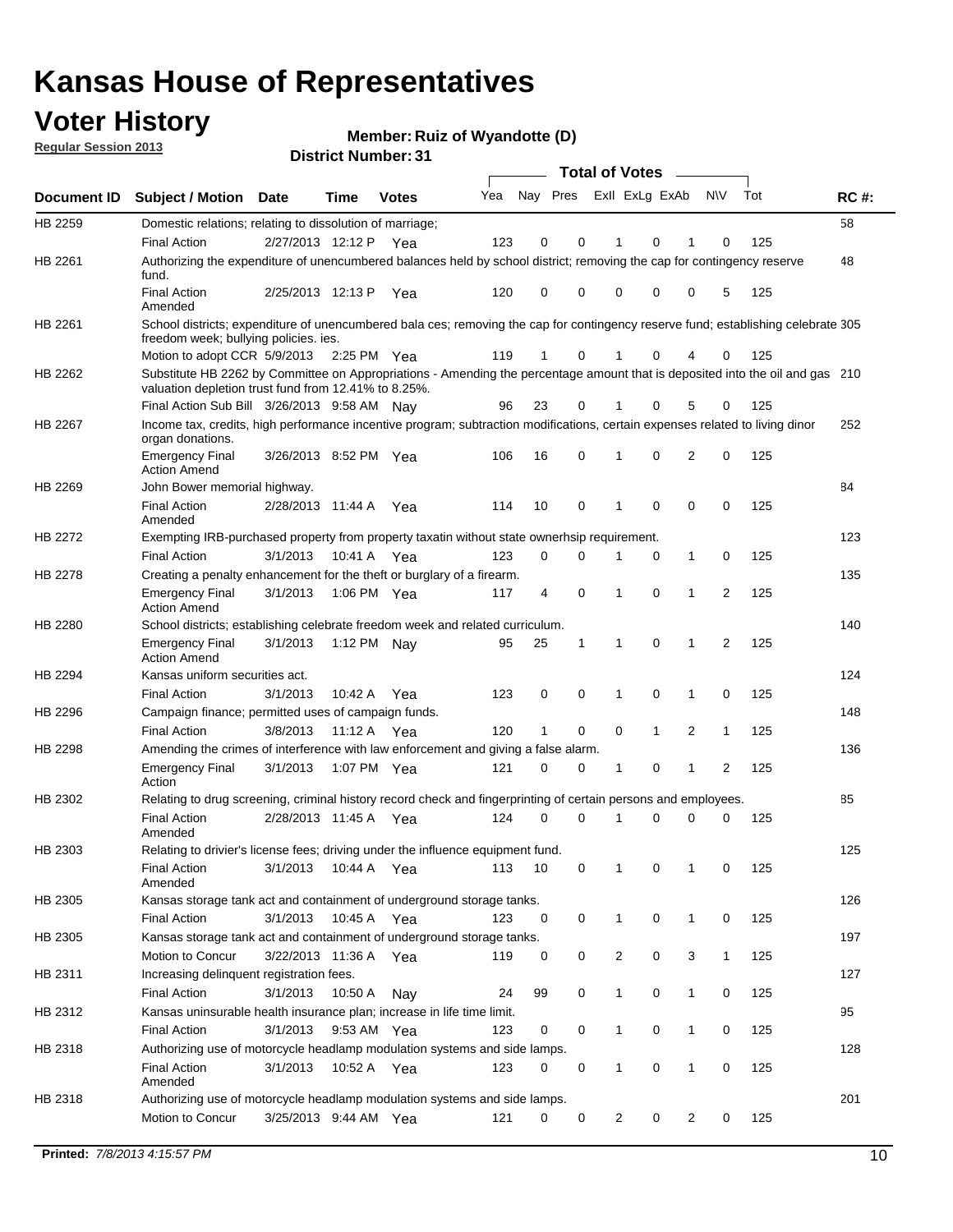# Kansas House of Representatives

## Voter History

**Regular Session 2013**

**Member: Ruiz of Wyandotte (D)**

**District Number: 31**

| Document ID | Subject / Motion | Date | Time | Votes | Yea | Nay | Pres | ExII | ExLg | ExAb | N\V | Tot | RC #: |
|---|---|---|---|---|---|---|---|---|---|---|---|---|---|
| HB 2259 | Domestic relations; relating to dissolution of marriage; | | | | | | | | | | | | 58 |
| | Final Action | 2/27/2013 | 12:12 P | Yea | 123 | 0 | 0 | 1 | 0 | 1 | 0 | 125 | |
| HB 2261 | Authorizing the expenditure of unencumbered balances held by school district; removing the cap for contingency reserve fund. | | | | | | | | | | | | 48 |
| | Final Action Amended | 2/25/2013 | 12:13 P | Yea | 120 | 0 | 0 | 0 | 0 | 0 | 5 | 125 | |
| HB 2261 | School districts; expenditure of unencumbered bala ces; removing the cap for contingency reserve fund; establishing celebrate freedom week; bullying policies. ies. | | | | | | | | | | | | 305 |
| | Motion to adopt CCR | 5/9/2013 | 2:25 PM | Yea | 119 | 1 | 0 | 1 | 0 | 4 | 0 | 125 | |
| HB 2262 | Substitute HB 2262 by Committee on Appropriations - Amending the percentage amount that is deposited into the oil and gas valuation depletion trust fund from 12.41% to 8.25%. | | | | | | | | | | | | 210 |
| | Final Action Sub Bill | 3/26/2013 | 9:58 AM | Nay | 96 | 23 | 0 | 1 | 0 | 5 | 0 | 125 | |
| HB 2267 | Income tax, credits, high performance incentive program; subtraction modifications, certain expenses related to living dinor organ donations. | | | | | | | | | | | | 252 |
| | Emergency Final Action Amend | 3/26/2013 | 8:52 PM | Yea | 106 | 16 | 0 | 1 | 0 | 2 | 0 | 125 | |
| HB 2269 | John Bower memorial highway. | | | | | | | | | | | | 84 |
| | Final Action Amended | 2/28/2013 | 11:44 A | Yea | 114 | 10 | 0 | 1 | 0 | 0 | 0 | 125 | |
| HB 2272 | Exempting IRB-purchased property from property taxatin without state ownerhsip requirement. | | | | | | | | | | | | 123 |
| | Final Action | 3/1/2013 | 10:41 A | Yea | 123 | 0 | 0 | 1 | 0 | 1 | 0 | 125 | |
| HB 2278 | Creating a penalty enhancement for the theft or burglary of a firearm. | | | | | | | | | | | | 135 |
| | Emergency Final Action Amend | 3/1/2013 | 1:06 PM | Yea | 117 | 4 | 0 | 1 | 0 | 1 | 2 | 125 | |
| HB 2280 | School districts; establishing celebrate freedom week and related curriculum. | | | | | | | | | | | | 140 |
| | Emergency Final Action Amend | 3/1/2013 | 1:12 PM | Nay | 95 | 25 | 1 | 1 | 0 | 1 | 2 | 125 | |
| HB 2294 | Kansas uniform securities act. | | | | | | | | | | | | 124 |
| | Final Action | 3/1/2013 | 10:42 A | Yea | 123 | 0 | 0 | 1 | 0 | 1 | 0 | 125 | |
| HB 2296 | Campaign finance; permitted uses of campaign funds. | | | | | | | | | | | | 148 |
| | Final Action | 3/8/2013 | 11:12 A | Yea | 120 | 1 | 0 | 0 | 1 | 2 | 1 | 125 | |
| HB 2298 | Amending the crimes of interference with law enforcement and giving a false alarm. | | | | | | | | | | | | 136 |
| | Emergency Final Action | 3/1/2013 | 1:07 PM | Yea | 121 | 0 | 0 | 1 | 0 | 1 | 2 | 125 | |
| HB 2302 | Relating to drug screening, criminal history record check and fingerprinting of certain persons and employees. | | | | | | | | | | | | 85 |
| | Final Action Amended | 2/28/2013 | 11:45 A | Yea | 124 | 0 | 0 | 1 | 0 | 0 | 0 | 125 | |
| HB 2303 | Relating to drivier's license fees; driving under the influence equipment fund. | | | | | | | | | | | | 125 |
| | Final Action Amended | 3/1/2013 | 10:44 A | Yea | 113 | 10 | 0 | 1 | 0 | 1 | 0 | 125 | |
| HB 2305 | Kansas storage tank act and containment of underground storage tanks. | | | | | | | | | | | | 126 |
| | Final Action | 3/1/2013 | 10:45 A | Yea | 123 | 0 | 0 | 1 | 0 | 1 | 0 | 125 | |
| HB 2305 | Kansas storage tank act and containment of underground storage tanks. | | | | | | | | | | | | 197 |
| | Motion to Concur | 3/22/2013 | 11:36 A | Yea | 119 | 0 | 0 | 2 | 0 | 3 | 1 | 125 | |
| HB 2311 | Increasing delinquent registration fees. | | | | | | | | | | | | 127 |
| | Final Action | 3/1/2013 | 10:50 A | Nay | 24 | 99 | 0 | 1 | 0 | 1 | 0 | 125 | |
| HB 2312 | Kansas uninsurable health insurance plan; increase in life time limit. | | | | | | | | | | | | 95 |
| | Final Action | 3/1/2013 | 9:53 AM | Yea | 123 | 0 | 0 | 1 | 0 | 1 | 0 | 125 | |
| HB 2318 | Authorizing use of motorcycle headlamp modulation systems and side lamps. | | | | | | | | | | | | 128 |
| | Final Action Amended | 3/1/2013 | 10:52 A | Yea | 123 | 0 | 0 | 1 | 0 | 1 | 0 | 125 | |
| HB 2318 | Authorizing use of motorcycle headlamp modulation systems and side lamps. | | | | | | | | | | | | 201 |
| | Motion to Concur | 3/25/2013 | 9:44 AM | Yea | 121 | 0 | 0 | 2 | 0 | 2 | 0 | 125 | |

**Printed:** *7/8/2013 4:15:57 PM*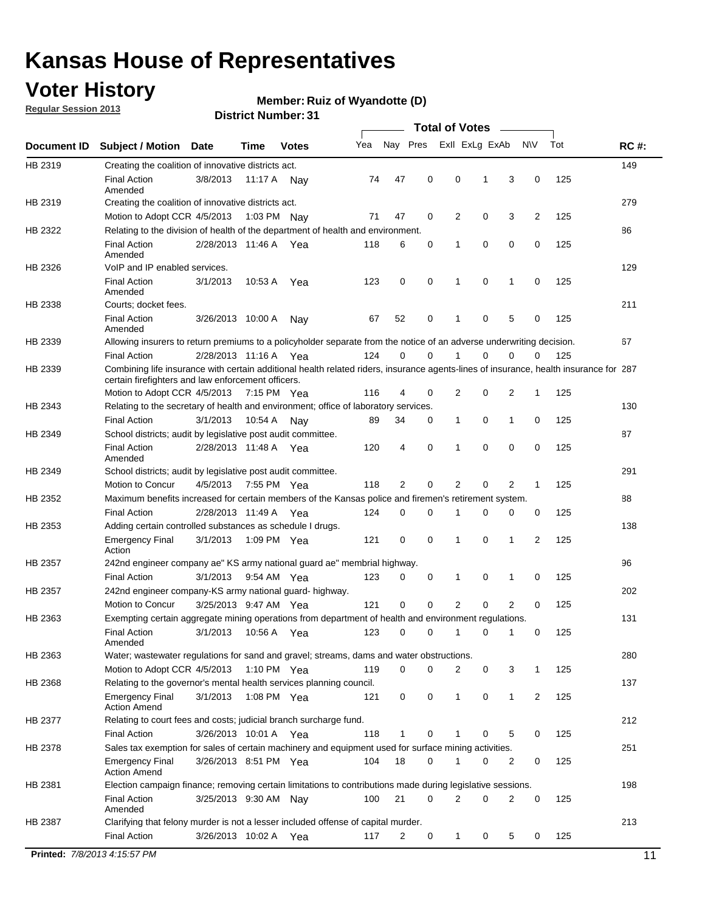# Kansas House of Representatives

## Voter History

**Regular Session 2013**

**Member: Ruiz of Wyandotte (D)**

**District Number: 31**

| Document ID | Subject / Motion | Date | Time | Votes | Yea | Nay | Pres | ExII | ExLg | ExAb | N\V | Tot | RC #: |
|---|---|---|---|---|---|---|---|---|---|---|---|---|---|
| HB 2319 | Creating the coalition of innovative districts act. | | | | | | | | | | | | 149 |
| | Final Action Amended | 3/8/2013 | 11:17 A | Nay | 74 | 47 | 0 | 0 | 1 | 3 | 0 | 125 | |
| HB 2319 | Creating the coalition of innovative districts act. | | | | | | | | | | | | 279 |
| | Motion to Adopt CCR | 4/5/2013 | 1:03 PM | Nay | 71 | 47 | 0 | 2 | 0 | 3 | 2 | 125 | |
| HB 2322 | Relating to the division of health of the department of health and environment. | | | | | | | | | | | | 86 |
| | Final Action Amended | 2/28/2013 | 11:46 A | Yea | 118 | 6 | 0 | 1 | 0 | 0 | 0 | 125 | |
| HB 2326 | VoIP and IP enabled services. | | | | | | | | | | | | 129 |
| | Final Action Amended | 3/1/2013 | 10:53 A | Yea | 123 | 0 | 0 | 1 | 0 | 1 | 0 | 125 | |
| HB 2338 | Courts; docket fees. | | | | | | | | | | | | 211 |
| | Final Action Amended | 3/26/2013 | 10:00 A | Nay | 67 | 52 | 0 | 1 | 0 | 5 | 0 | 125 | |
| HB 2339 | Allowing insurers to return premiums to a policyholder separate from the notice of an adverse underwriting decision. | | | | | | | | | | | | 67 |
| | Final Action | 2/28/2013 | 11:16 A | Yea | 124 | 0 | 0 | 1 | 0 | 0 | 0 | 125 | |
| HB 2339 | Combining life insurance with certain additional health related riders, insurance agents-lines of insurance, health insurance for certain firefighters and law enforcement officers. | | | | | | | | | | | | 287 |
| | Motion to Adopt CCR | 4/5/2013 | 7:15 PM | Yea | 116 | 4 | 0 | 2 | 0 | 2 | 1 | 125 | |
| HB 2343 | Relating to the secretary of health and environment; office of laboratory services. | | | | | | | | | | | | 130 |
| | Final Action | 3/1/2013 | 10:54 A | Nay | 89 | 34 | 0 | 1 | 0 | 1 | 0 | 125 | |
| HB 2349 | School districts; audit by legislative post audit committee. | | | | | | | | | | | | 87 |
| | Final Action Amended | 2/28/2013 | 11:48 A | Yea | 120 | 4 | 0 | 1 | 0 | 0 | 0 | 125 | |
| HB 2349 | School districts; audit by legislative post audit committee. | | | | | | | | | | | | 291 |
| | Motion to Concur | 4/5/2013 | 7:55 PM | Yea | 118 | 2 | 0 | 2 | 0 | 2 | 1 | 125 | |
| HB 2352 | Maximum benefits increased for certain members of the Kansas police and firemen's retirement system. | | | | | | | | | | | | 88 |
| | Final Action | 2/28/2013 | 11:49 A | Yea | 124 | 0 | 0 | 1 | 0 | 0 | 0 | 125 | |
| HB 2353 | Adding certain controlled substances as schedule I drugs. | | | | | | | | | | | | 138 |
| | Emergency Final Action | 3/1/2013 | 1:09 PM | Yea | 121 | 0 | 0 | 1 | 0 | 1 | 2 | 125 | |
| HB 2357 | 242nd engineer company ae" KS army national guard ae" membrial highway. | | | | | | | | | | | | 96 |
| | Final Action | 3/1/2013 | 9:54 AM | Yea | 123 | 0 | 0 | 1 | 0 | 1 | 0 | 125 | |
| HB 2357 | 242nd engineer company-KS army national guard- highway. | | | | | | | | | | | | 202 |
| | Motion to Concur | 3/25/2013 | 9:47 AM | Yea | 121 | 0 | 0 | 2 | 0 | 2 | 0 | 125 | |
| HB 2363 | Exempting certain aggregate mining operations from department of health and environment regulations. | | | | | | | | | | | | 131 |
| | Final Action Amended | 3/1/2013 | 10:56 A | Yea | 123 | 0 | 0 | 1 | 0 | 1 | 0 | 125 | |
| HB 2363 | Water; wastewater regulations for sand and gravel; streams, dams and water obstructions. | | | | | | | | | | | | 280 |
| | Motion to Adopt CCR | 4/5/2013 | 1:10 PM | Yea | 119 | 0 | 0 | 2 | 0 | 3 | 1 | 125 | |
| HB 2368 | Relating to the governor's mental health services planning council. | | | | | | | | | | | | 137 |
| | Emergency Final Action Amend | 3/1/2013 | 1:08 PM | Yea | 121 | 0 | 0 | 1 | 0 | 1 | 2 | 125 | |
| HB 2377 | Relating to court fees and costs; judicial branch surcharge fund. | | | | | | | | | | | | 212 |
| | Final Action | 3/26/2013 | 10:01 A | Yea | 118 | 1 | 0 | 1 | 0 | 5 | 0 | 125 | |
| HB 2378 | Sales tax exemption for sales of certain machinery and equipment used for surface mining activities. | | | | | | | | | | | | 251 |
| | Emergency Final Action Amend | 3/26/2013 | 8:51 PM | Yea | 104 | 18 | 0 | 1 | 0 | 2 | 0 | 125 | |
| HB 2381 | Election campaign finance; removing certain limitations to contributions made during legislative sessions. | | | | | | | | | | | | 198 |
| | Final Action Amended | 3/25/2013 | 9:30 AM | Nay | 100 | 21 | 0 | 2 | 0 | 2 | 0 | 125 | |
| HB 2387 | Clarifying that felony murder is not a lesser included offense of capital murder. | | | | | | | | | | | | 213 |
| | Final Action | 3/26/2013 | 10:02 A | Yea | 117 | 2 | 0 | 1 | 0 | 5 | 0 | 125 | |

**Printed:** *7/8/2013 4:15:57 PM*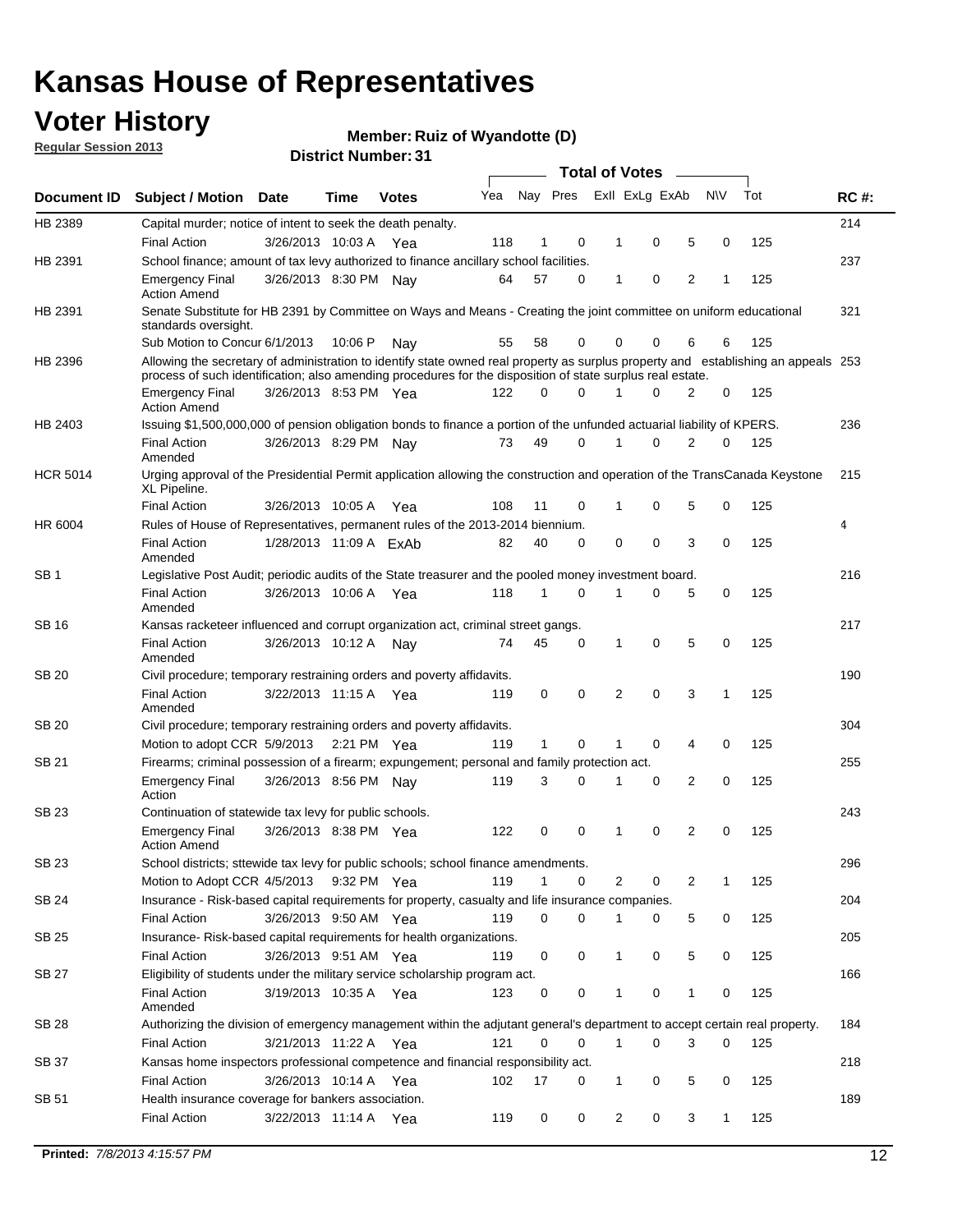# Kansas House of Representatives

## Voter History

**Regular Session 2013**

**Member: Ruiz of Wyandotte (D)**

**District Number: 31**

| Document ID | Subject / Motion | Date | Time | Votes | Yea | Nay | Pres | ExII | ExLg | ExAb | N\V | Tot | RC #: |
|---|---|---|---|---|---|---|---|---|---|---|---|---|---|
| HB 2389 | Capital murder; notice of intent to seek the death penalty. | | | | | | | | | | | | 214 |
| | Final Action | 3/26/2013 | 10:03 A | Yea | 118 | 1 | 0 | 1 | 0 | 5 | 0 | 125 | |
| HB 2391 | School finance; amount of tax levy authorized to finance ancillary school facilities. | | | | | | | | | | | | 237 |
| | Emergency Final Action Amend | 3/26/2013 | 8:30 PM | Nay | 64 | 57 | 0 | 1 | 0 | 2 | 1 | 125 | |
| HB 2391 | Senate Substitute for HB 2391 by Committee on Ways and Means - Creating the joint committee on uniform educational standards oversight. | | | | | | | | | | | | 321 |
| | Sub Motion to Concur | 6/1/2013 | 10:06 P | Nay | 55 | 58 | 0 | 0 | 0 | 6 | 6 | 125 | |
| HB 2396 | Allowing the secretary of administration to identify state owned real property as surplus property and establishing an appeals process of such identification; also amending procedures for the disposition of state surplus real estate. | | | | | | | | | | | | 253 |
| | Emergency Final Action Amend | 3/26/2013 | 8:53 PM | Yea | 122 | 0 | 0 | 1 | 0 | 2 | 0 | 125 | |
| HB 2403 | Issuing $1,500,000,000 of pension obligation bonds to finance a portion of the unfunded actuarial liability of KPERS. | | | | | | | | | | | | 236 |
| | Final Action Amended | 3/26/2013 | 8:29 PM | Nay | 73 | 49 | 0 | 1 | 0 | 2 | 0 | 125 | |
| HCR 5014 | Urging approval of the Presidential Permit application allowing the construction and operation of the TransCanada Keystone XL Pipeline. | | | | | | | | | | | | 215 |
| | Final Action | 3/26/2013 | 10:05 A | Yea | 108 | 11 | 0 | 1 | 0 | 5 | 0 | 125 | |
| HR 6004 | Rules of House of Representatives, permanent rules of the 2013-2014 biennium. | | | | | | | | | | | | 4 |
| | Final Action Amended | 1/28/2013 | 11:09 A | ExAb | 82 | 40 | 0 | 0 | 0 | 3 | 0 | 125 | |
| SB 1 | Legislative Post Audit; periodic audits of the State treasurer and the pooled money investment board. | | | | | | | | | | | | 216 |
| | Final Action Amended | 3/26/2013 | 10:06 A | Yea | 118 | 1 | 0 | 1 | 0 | 5 | 0 | 125 | |
| SB 16 | Kansas racketeer influenced and corrupt organization act, criminal street gangs. | | | | | | | | | | | | 217 |
| | Final Action Amended | 3/26/2013 | 10:12 A | Nay | 74 | 45 | 0 | 1 | 0 | 5 | 0 | 125 | |
| SB 20 | Civil procedure; temporary restraining orders and poverty affidavits. | | | | | | | | | | | | 190 |
| | Final Action Amended | 3/22/2013 | 11:15 A | Yea | 119 | 0 | 0 | 2 | 0 | 3 | 1 | 125 | |
| SB 20 | Civil procedure; temporary restraining orders and poverty affidavits. | | | | | | | | | | | | 304 |
| | Motion to adopt CCR | 5/9/2013 | 2:21 PM | Yea | 119 | 1 | 0 | 1 | 0 | 4 | 0 | 125 | |
| SB 21 | Firearms; criminal possession of a firearm; expungement; personal and family protection act. | | | | | | | | | | | | 255 |
| | Emergency Final Action | 3/26/2013 | 8:56 PM | Nay | 119 | 3 | 0 | 1 | 0 | 2 | 0 | 125 | |
| SB 23 | Continuation of statewide tax levy for public schools. | | | | | | | | | | | | 243 |
| | Emergency Final Action Amend | 3/26/2013 | 8:38 PM | Yea | 122 | 0 | 0 | 1 | 0 | 2 | 0 | 125 | |
| SB 23 | School districts; sttewide tax levy for public schools; school finance amendments. | | | | | | | | | | | | 296 |
| | Motion to Adopt CCR | 4/5/2013 | 9:32 PM | Yea | 119 | 1 | 0 | 2 | 0 | 2 | 1 | 125 | |
| SB 24 | Insurance - Risk-based capital requirements for property, casualty and life insurance companies. | | | | | | | | | | | | 204 |
| | Final Action | 3/26/2013 | 9:50 AM | Yea | 119 | 0 | 0 | 1 | 0 | 5 | 0 | 125 | |
| SB 25 | Insurance- Risk-based capital requirements for health organizations. | | | | | | | | | | | | 205 |
| | Final Action | 3/26/2013 | 9:51 AM | Yea | 119 | 0 | 0 | 1 | 0 | 5 | 0 | 125 | |
| SB 27 | Eligibility of students under the military service scholarship program act. | | | | | | | | | | | | 166 |
| | Final Action Amended | 3/19/2013 | 10:35 A | Yea | 123 | 0 | 0 | 1 | 0 | 1 | 0 | 125 | |
| SB 28 | Authorizing the division of emergency management within the adjutant general's department to accept certain real property. | | | | | | | | | | | | 184 |
| | Final Action | 3/21/2013 | 11:22 A | Yea | 121 | 0 | 0 | 1 | 0 | 3 | 0 | 125 | |
| SB 37 | Kansas home inspectors professional competence and financial responsibility act. | | | | | | | | | | | | 218 |
| | Final Action | 3/26/2013 | 10:14 A | Yea | 102 | 17 | 0 | 1 | 0 | 5 | 0 | 125 | |
| SB 51 | Health insurance coverage for bankers association. | | | | | | | | | | | | 189 |
| | Final Action | 3/22/2013 | 11:14 A | Yea | 119 | 0 | 0 | 2 | 0 | 3 | 1 | 125 | |

**Printed:** *7/8/2013 4:15:57 PM*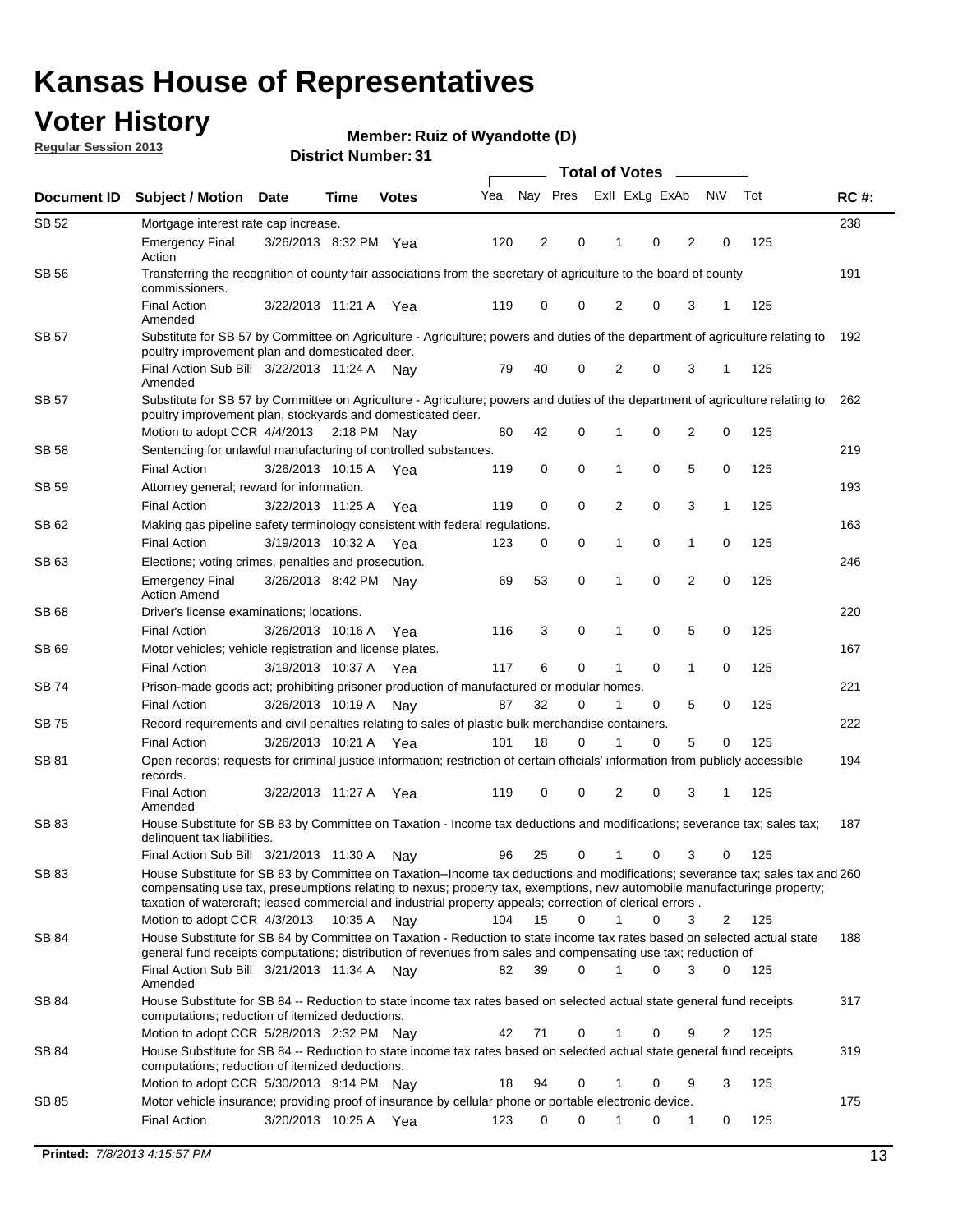# Kansas House of Representatives

## Voter History

**Regular Session 2013**

**Member: Ruiz of Wyandotte (D)**

**District Number: 31**

| Document ID | Subject / Motion | Date | Time | Votes | Yea | Nay | Pres | ExII | ExLg | ExAb | N\V | Tot | RC #: |
|---|---|---|---|---|---|---|---|---|---|---|---|---|---|
| SB 52 | Mortgage interest rate cap increase. | | | | | | | | | | | | 238 |
| | Emergency Final Action | 3/26/2013 | 8:32 PM | Yea | 120 | 2 | 0 | 1 | 0 | 2 | 0 | 125 | |
| SB 56 | Transferring the recognition of county fair associations from the secretary of agriculture to the board of county commissioners. | | | | | | | | | | | | 191 |
| | Final Action Amended | 3/22/2013 | 11:21 A | Yea | 119 | 0 | 0 | 2 | 0 | 3 | 1 | 125 | |
| SB 57 | Substitute for SB 57 by Committee on Agriculture - Agriculture; powers and duties of the department of agriculture relating to poultry improvement plan and domesticated deer. | | | | | | | | | | | | 192 |
| | Final Action Sub Bill Amended | 3/22/2013 | 11:24 A | Nay | 79 | 40 | 0 | 2 | 0 | 3 | 1 | 125 | |
| SB 57 | Substitute for SB 57 by Committee on Agriculture - Agriculture; powers and duties of the department of agriculture relating to poultry improvement plan, stockyards and domesticated deer. | | | | | | | | | | | | 262 |
| | Motion to adopt CCR | 4/4/2013 | 2:18 PM | Nay | 80 | 42 | 0 | 1 | 0 | 2 | 0 | 125 | |
| SB 58 | Sentencing for unlawful manufacturing of controlled substances. | | | | | | | | | | | | 219 |
| | Final Action | 3/26/2013 | 10:15 A | Yea | 119 | 0 | 0 | 1 | 0 | 5 | 0 | 125 | |
| SB 59 | Attorney general; reward for information. | | | | | | | | | | | | 193 |
| | Final Action | 3/22/2013 | 11:25 A | Yea | 119 | 0 | 0 | 2 | 0 | 3 | 1 | 125 | |
| SB 62 | Making gas pipeline safety terminology consistent with federal regulations. | | | | | | | | | | | | 163 |
| | Final Action | 3/19/2013 | 10:32 A | Yea | 123 | 0 | 0 | 1 | 0 | 1 | 0 | 125 | |
| SB 63 | Elections; voting crimes, penalties and prosecution. | | | | | | | | | | | | 246 |
| | Emergency Final Action Amend | 3/26/2013 | 8:42 PM | Nay | 69 | 53 | 0 | 1 | 0 | 2 | 0 | 125 | |
| SB 68 | Driver's license examinations; locations. | | | | | | | | | | | | 220 |
| | Final Action | 3/26/2013 | 10:16 A | Yea | 116 | 3 | 0 | 1 | 0 | 5 | 0 | 125 | |
| SB 69 | Motor vehicles; vehicle registration and license plates. | | | | | | | | | | | | 167 |
| | Final Action | 3/19/2013 | 10:37 A | Yea | 117 | 6 | 0 | 1 | 0 | 1 | 0 | 125 | |
| SB 74 | Prison-made goods act; prohibiting prisoner production of manufactured or modular homes. | | | | | | | | | | | | 221 |
| | Final Action | 3/26/2013 | 10:19 A | Nay | 87 | 32 | 0 | 1 | 0 | 5 | 0 | 125 | |
| SB 75 | Record requirements and civil penalties relating to sales of plastic bulk merchandise containers. | | | | | | | | | | | | 222 |
| | Final Action | 3/26/2013 | 10:21 A | Yea | 101 | 18 | 0 | 1 | 0 | 5 | 0 | 125 | |
| SB 81 | Open records; requests for criminal justice information; restriction of certain officials' information from publicly accessible records. | | | | | | | | | | | | 194 |
| | Final Action Amended | 3/22/2013 | 11:27 A | Yea | 119 | 0 | 0 | 2 | 0 | 3 | 1 | 125 | |
| SB 83 | House Substitute for SB 83 by Committee on Taxation - Income tax deductions and modifications; severance tax; sales tax; delinquent tax liabilities. | | | | | | | | | | | | 187 |
| | Final Action Sub Bill | 3/21/2013 | 11:30 A | Nay | 96 | 25 | 0 | 1 | 0 | 3 | 0 | 125 | |
| SB 83 | House Substitute for SB 83 by Committee on Taxation--Income tax deductions and modifications; severance tax; sales tax and compensating use tax, preseumptions relating to nexus; property tax, exemptions, new automobile manufacturinge property; taxation of watercraft; leased commercial and industrial property appeals; correction of clerical errors . | | | | | | | | | | | | 260 |
| | Motion to adopt CCR | 4/3/2013 | 10:35 A | Nay | 104 | 15 | 0 | 1 | 0 | 3 | 2 | 125 | |
| SB 84 | House Substitute for SB 84 by Committee on Taxation - Reduction to state income tax rates based on selected actual state general fund receipts computations; distribution of revenues from sales and compensating use tax; reduction of | | | | | | | | | | | | 188 |
| | Final Action Sub Bill Amended | 3/21/2013 | 11:34 A | Nay | 82 | 39 | 0 | 1 | 0 | 3 | 0 | 125 | |
| SB 84 | House Substitute for SB 84 -- Reduction to state income tax rates based on selected actual state general fund receipts computations; reduction of itemized deductions. | | | | | | | | | | | | 317 |
| | Motion to adopt CCR | 5/28/2013 | 2:32 PM | Nay | 42 | 71 | 0 | 1 | 0 | 9 | 2 | 125 | |
| SB 84 | House Substitute for SB 84 -- Reduction to state income tax rates based on selected actual state general fund receipts computations; reduction of itemized deductions. | | | | | | | | | | | | 319 |
| | Motion to adopt CCR | 5/30/2013 | 9:14 PM | Nay | 18 | 94 | 0 | 1 | 0 | 9 | 3 | 125 | |
| SB 85 | Motor vehicle insurance; providing proof of insurance by cellular phone or portable electronic device. | | | | | | | | | | | | 175 |
| | Final Action | 3/20/2013 | 10:25 A | Yea | 123 | 0 | 0 | 1 | 0 | 1 | 0 | 125 | |

**Printed:** 7/8/2013 4:15:57 PM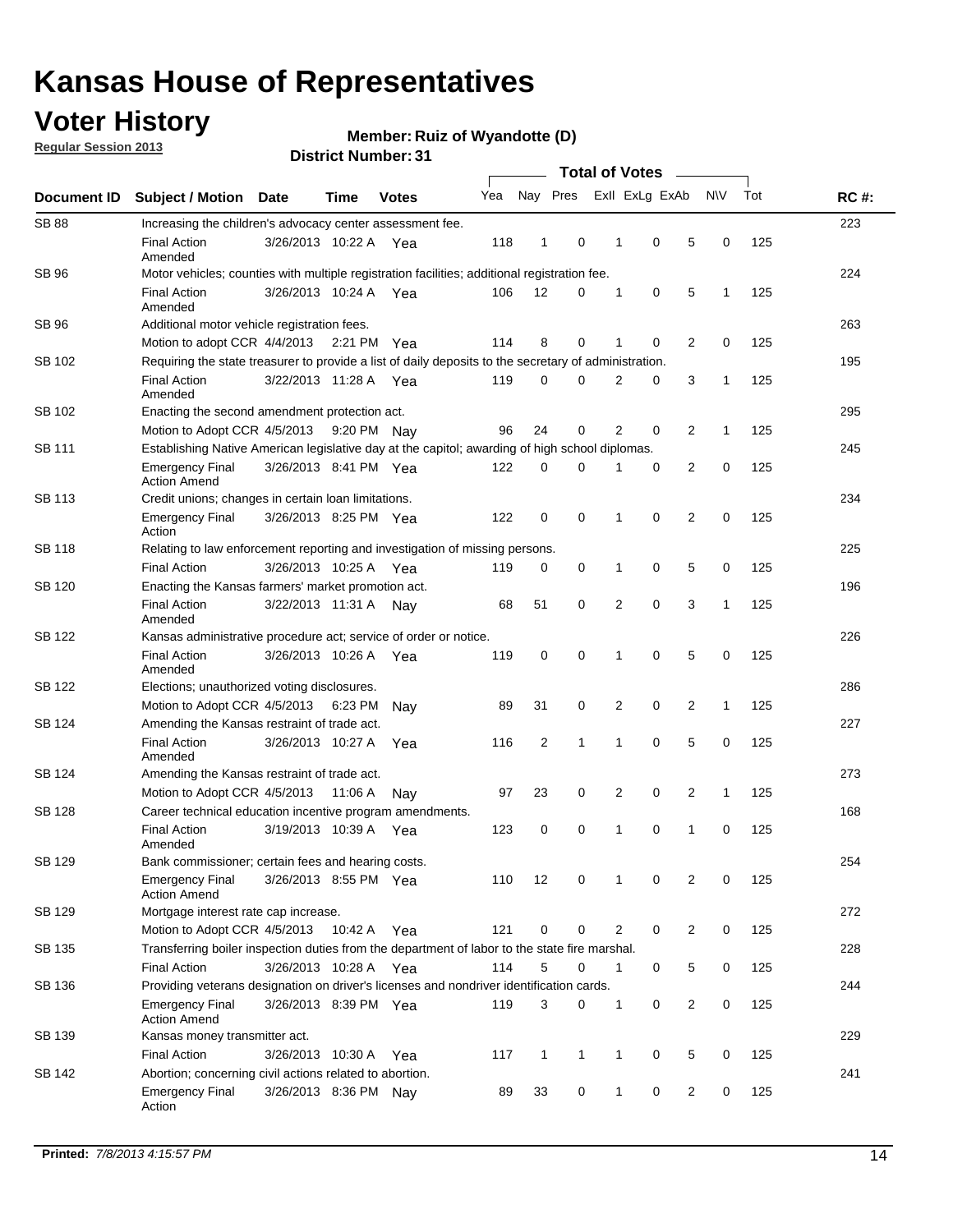# Kansas House of Representatives

## Voter History

**Regular Session 2013**

**Member: Ruiz of Wyandotte (D)**

**District Number: 31**

| Document ID | Subject / Motion | Date | Time | Votes | Yea | Nay | Pres | ExII | ExLg | ExAb | N\V | Tot | RC #: |
|---|---|---|---|---|---|---|---|---|---|---|---|---|---|
| SB 88 | Increasing the children's advocacy center assessment fee. | | | | | | | | | | | | 223 |
| | Final Action Amended | 3/26/2013 | 10:22 A | Yea | 118 | 1 | 0 | 1 | 0 | 5 | 0 | 125 | |
| SB 96 | Motor vehicles; counties with multiple registration facilities; additional registration fee. | | | | | | | | | | | | 224 |
| | Final Action Amended | 3/26/2013 | 10:24 A | Yea | 106 | 12 | 0 | 1 | 0 | 5 | 1 | 125 | |
| SB 96 | Additional motor vehicle registration fees. | | | | | | | | | | | | 263 |
| | Motion to adopt CCR | 4/4/2013 | 2:21 PM | Yea | 114 | 8 | 0 | 1 | 0 | 2 | 0 | 125 | |
| SB 102 | Requiring the state treasurer to provide a list of daily deposits to the secretary of administration. | | | | | | | | | | | | 195 |
| | Final Action Amended | 3/22/2013 | 11:28 A | Yea | 119 | 0 | 0 | 2 | 0 | 3 | 1 | 125 | |
| SB 102 | Enacting the second amendment protection act. | | | | | | | | | | | | 295 |
| | Motion to Adopt CCR | 4/5/2013 | 9:20 PM | Nay | 96 | 24 | 0 | 2 | 0 | 2 | 1 | 125 | |
| SB 111 | Establishing Native American legislative day at the capitol; awarding of high school diplomas. | | | | | | | | | | | | 245 |
| | Emergency Final Action Amend | 3/26/2013 | 8:41 PM | Yea | 122 | 0 | 0 | 1 | 0 | 2 | 0 | 125 | |
| SB 113 | Credit unions; changes in certain loan limitations. | | | | | | | | | | | | 234 |
| | Emergency Final Action | 3/26/2013 | 8:25 PM | Yea | 122 | 0 | 0 | 1 | 0 | 2 | 0 | 125 | |
| SB 118 | Relating to law enforcement reporting and investigation of missing persons. | | | | | | | | | | | | 225 |
| | Final Action | 3/26/2013 | 10:25 A | Yea | 119 | 0 | 0 | 1 | 0 | 5 | 0 | 125 | |
| SB 120 | Enacting the Kansas farmers' market promotion act. | | | | | | | | | | | | 196 |
| | Final Action Amended | 3/22/2013 | 11:31 A | Nay | 68 | 51 | 0 | 2 | 0 | 3 | 1 | 125 | |
| SB 122 | Kansas administrative procedure act; service of order or notice. | | | | | | | | | | | | 226 |
| | Final Action Amended | 3/26/2013 | 10:26 A | Yea | 119 | 0 | 0 | 1 | 0 | 5 | 0 | 125 | |
| SB 122 | Elections; unauthorized voting disclosures. | | | | | | | | | | | | 286 |
| | Motion to Adopt CCR | 4/5/2013 | 6:23 PM | Nay | 89 | 31 | 0 | 2 | 0 | 2 | 1 | 125 | |
| SB 124 | Amending the Kansas restraint of trade act. | | | | | | | | | | | | 227 |
| | Final Action Amended | 3/26/2013 | 10:27 A | Yea | 116 | 2 | 1 | 1 | 0 | 5 | 0 | 125 | |
| SB 124 | Amending the Kansas restraint of trade act. | | | | | | | | | | | | 273 |
| | Motion to Adopt CCR | 4/5/2013 | 11:06 A | Nay | 97 | 23 | 0 | 2 | 0 | 2 | 1 | 125 | |
| SB 128 | Career technical education incentive program amendments. | | | | | | | | | | | | 168 |
| | Final Action Amended | 3/19/2013 | 10:39 A | Yea | 123 | 0 | 0 | 1 | 0 | 1 | 0 | 125 | |
| SB 129 | Bank commissioner; certain fees and hearing costs. | | | | | | | | | | | | 254 |
| | Emergency Final Action Amend | 3/26/2013 | 8:55 PM | Yea | 110 | 12 | 0 | 1 | 0 | 2 | 0 | 125 | |
| SB 129 | Mortgage interest rate cap increase. | | | | | | | | | | | | 272 |
| | Motion to Adopt CCR | 4/5/2013 | 10:42 A | Yea | 121 | 0 | 0 | 2 | 0 | 2 | 0 | 125 | |
| SB 135 | Transferring boiler inspection duties from the department of labor to the state fire marshal. | | | | | | | | | | | | 228 |
| | Final Action | 3/26/2013 | 10:28 A | Yea | 114 | 5 | 0 | 1 | 0 | 5 | 0 | 125 | |
| SB 136 | Providing veterans designation on driver's licenses and nondriver identification cards. | | | | | | | | | | | | 244 |
| | Emergency Final Action Amend | 3/26/2013 | 8:39 PM | Yea | 119 | 3 | 0 | 1 | 0 | 2 | 0 | 125 | |
| SB 139 | Kansas money transmitter act. | | | | | | | | | | | | 229 |
| | Final Action | 3/26/2013 | 10:30 A | Yea | 117 | 1 | 1 | 1 | 0 | 5 | 0 | 125 | |
| SB 142 | Abortion; concerning civil actions related to abortion. | | | | | | | | | | | | 241 |
| | Emergency Final Action | 3/26/2013 | 8:36 PM | Nay | 89 | 33 | 0 | 1 | 0 | 2 | 0 | 125 | |

**Printed:** *7/8/2013 4:15:57 PM*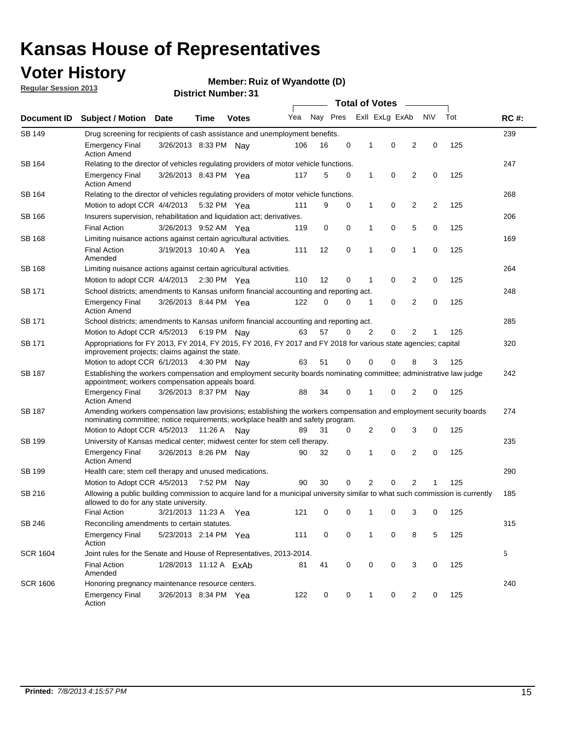# Kansas House of Representatives

## Voter History

**Regular Session 2013**

**Member: Ruiz of Wyandotte (D)**

**District Number: 31**

| Document ID | Subject / Motion | Date | Time | Votes | Yea | Nay | Pres | ExII | ExLg | ExAb | N\V | Tot | RC #: |
|---|---|---|---|---|---|---|---|---|---|---|---|---|---|
| SB 149 | Drug screening for recipients of cash assistance and unemployment benefits. | | | | | | | | | | | | 239 |
| | Emergency Final Action Amend | 3/26/2013 | 8:33 PM | Nay | 106 | 16 | 0 | 1 | 0 | 2 | 0 | 125 | |
| SB 164 | Relating to the director of vehicles regulating providers of motor vehicle functions. | | | | | | | | | | | | 247 |
| | Emergency Final Action Amend | 3/26/2013 | 8:43 PM | Yea | 117 | 5 | 0 | 1 | 0 | 2 | 0 | 125 | |
| SB 164 | Relating to the director of vehicles regulating providers of motor vehicle functions. | | | | | | | | | | | | 268 |
| | Motion to adopt CCR | 4/4/2013 | 5:32 PM | Yea | 111 | 9 | 0 | 1 | 0 | 2 | 2 | 125 | |
| SB 166 | Insurers supervision, rehabilitation and liquidation act; derivatives. | | | | | | | | | | | | 206 |
| | Final Action | 3/26/2013 | 9:52 AM | Yea | 119 | 0 | 0 | 1 | 0 | 5 | 0 | 125 | |
| SB 168 | Limiting nuisance actions against certain agricultural activities. | | | | | | | | | | | | 169 |
| | Final Action Amended | 3/19/2013 | 10:40 A | Yea | 111 | 12 | 0 | 1 | 0 | 1 | 0 | 125 | |
| SB 168 | Limiting nuisance actions against certain agricultural activities. | | | | | | | | | | | | 264 |
| | Motion to adopt CCR | 4/4/2013 | 2:30 PM | Yea | 110 | 12 | 0 | 1 | 0 | 2 | 0 | 125 | |
| SB 171 | School districts; amendments to Kansas uniform financial accounting and reporting act. | | | | | | | | | | | | 248 |
| | Emergency Final Action Amend | 3/26/2013 | 8:44 PM | Yea | 122 | 0 | 0 | 1 | 0 | 2 | 0 | 125 | |
| SB 171 | School districts; amendments to Kansas uniform financial accounting and reporting act. | | | | | | | | | | | | 285 |
| | Motion to Adopt CCR | 4/5/2013 | 6:19 PM | Nay | 63 | 57 | 0 | 2 | 0 | 2 | 1 | 125 | |
| SB 171 | Appropriations for FY 2013, FY 2014, FY 2015, FY 2016, FY 2017 and FY 2018 for various state agencies; capital improvement projects; claims against the state. | | | | | | | | | | | | 320 |
| | Motion to adopt CCR | 6/1/2013 | 4:30 PM | Nay | 63 | 51 | 0 | 0 | 0 | 8 | 3 | 125 | |
| SB 187 | Establishing the workers compensation and employment security boards nominating committee; administrative law judge appointment; workers compensation appeals board. | | | | | | | | | | | | 242 |
| | Emergency Final Action Amend | 3/26/2013 | 8:37 PM | Nay | 88 | 34 | 0 | 1 | 0 | 2 | 0 | 125 | |
| SB 187 | Amending workers compensation law provisions; establishing the workers compensation and employment security boards nominating committee; notice requirements; workplace health and safety program. | | | | | | | | | | | | 274 |
| | Motion to Adopt CCR | 4/5/2013 | 11:26 A | Nay | 89 | 31 | 0 | 2 | 0 | 3 | 0 | 125 | |
| SB 199 | University of Kansas medical center; midwest center for stem cell therapy. | | | | | | | | | | | | 235 |
| | Emergency Final Action Amend | 3/26/2013 | 8:26 PM | Nay | 90 | 32 | 0 | 1 | 0 | 2 | 0 | 125 | |
| SB 199 | Health care; stem cell therapy and unused medications. | | | | | | | | | | | | 290 |
| | Motion to Adopt CCR | 4/5/2013 | 7:52 PM | Nay | 90 | 30 | 0 | 2 | 0 | 2 | 1 | 125 | |
| SB 216 | Allowing a public building commission to acquire land for a municipal university similar to what such commission is currently allowed to do for any state university. | | | | | | | | | | | | 185 |
| | Final Action | 3/21/2013 | 11:23 A | Yea | 121 | 0 | 0 | 1 | 0 | 3 | 0 | 125 | |
| SB 246 | Reconciling amendments to certain statutes. | | | | | | | | | | | | 315 |
| | Emergency Final Action | 5/23/2013 | 2:14 PM | Yea | 111 | 0 | 0 | 1 | 0 | 8 | 5 | 125 | |
| SCR 1604 | Joint rules for the Senate and House of Representatives, 2013-2014. | | | | | | | | | | | | 5 |
| | Final Action Amended | 1/28/2013 | 11:12 A | ExAb | 81 | 41 | 0 | 0 | 0 | 3 | 0 | 125 | |
| SCR 1606 | Honoring pregnancy maintenance resource centers. | | | | | | | | | | | | 240 |
| | Emergency Final Action | 3/26/2013 | 8:34 PM | Yea | 122 | 0 | 0 | 1 | 0 | 2 | 0 | 125 | |

**Printed:** *7/8/2013 4:15:57 PM*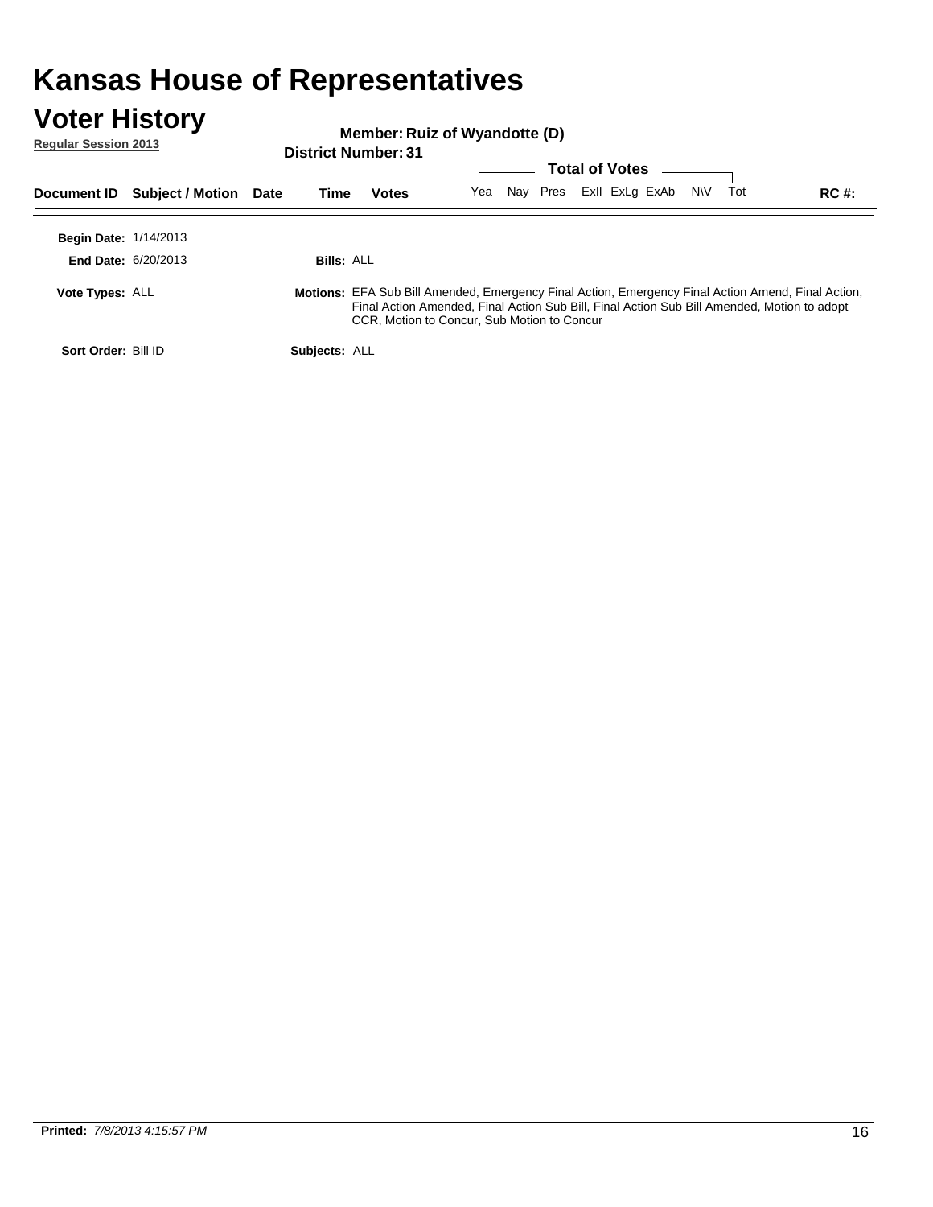# Kansas House of Representatives

## Voter History

**Regular Session 2013**

**Member:** Ruiz of Wyandotte (D)

**District Number:** 31

| Document ID | Subject / Motion | Date | Time | Votes | Yea | Nay | Pres | ExII | ExLg | ExAb | N\V | Tot | RC #: |
|---|---|---|---|---|---|---|---|---|---|---|---|---|---|

**Begin Date:** 1/14/2013

**End Date:** 6/20/2013

**Bills:** ALL

**Vote Types:** ALL

**Motions:** EFA Sub Bill Amended, Emergency Final Action, Emergency Final Action Amend, Final Action, Final Action Amended, Final Action Sub Bill, Final Action Sub Bill Amended, Motion to adopt CCR, Motion to Concur, Sub Motion to Concur

**Sort Order:** Bill ID

**Subjects:** ALL

**Printed:** *7/8/2013 4:15:57 PM*